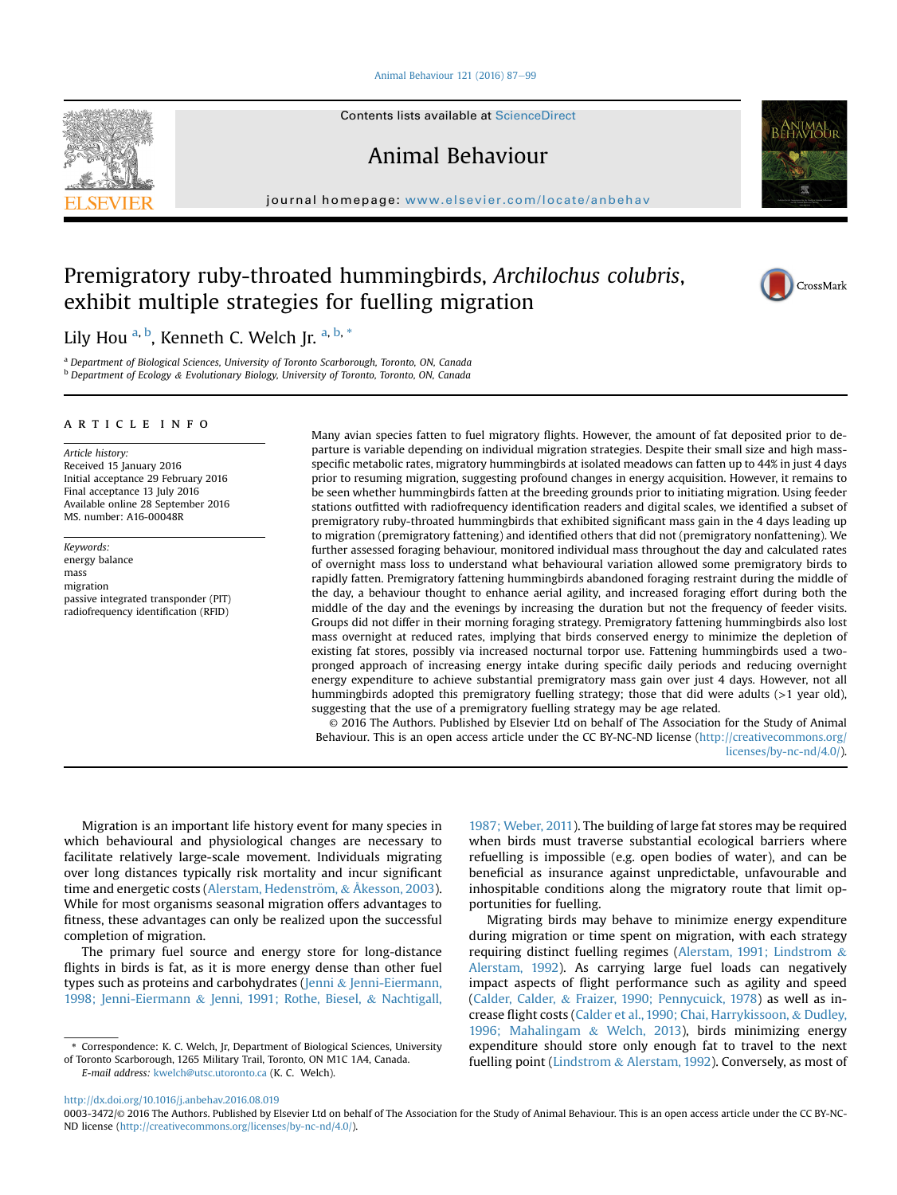# Premigratory ruby-throated hummingbirds, *Archilochus colubris*, exhibit multiple strategies for fuelling migration

Lily Hou [a, b], Kenneth C. Welch Jr. [a, b, *]

[a] Department of Biological Sciences, University of Toronto Scarborough, Toronto, ON, Canada
[b] Department of Ecology & Evolutionary Biology, University of Toronto, Toronto, ON, Canada

## ARTICLE INFO

*Article history:*
Received 15 January 2016
Initial acceptance 29 February 2016
Final acceptance 13 July 2016
Available online 28 September 2016
MS. number: A16-00048R

*Keywords:*
energy balance
mass
migration
passive integrated transponder (PIT)
radiofrequency identification (RFID)

Many avian species fatten to fuel migratory flights. However, the amount of fat deposited prior to departure is variable depending on individual migration strategies. Despite their small size and high mass-specific metabolic rates, migratory hummingbirds at isolated meadows can fatten up to 44% in just 4 days prior to resuming migration, suggesting profound changes in energy acquisition. However, it remains to be seen whether hummingbirds fatten at the breeding grounds prior to initiating migration. Using feeder stations outfitted with radiofrequency identification readers and digital scales, we identified a subset of premigratory ruby-throated hummingbirds that exhibited significant mass gain in the 4 days leading up to migration (premigratory fattening) and identified others that did not (premigratory nonfattening). We further assessed foraging behaviour, monitored individual mass throughout the day and calculated rates of overnight mass loss to understand what behavioural variation allowed some premigratory birds to rapidly fatten. Premigratory fattening hummingbirds abandoned foraging restraint during the middle of the day, a behaviour thought to enhance aerial agility, and increased foraging effort during both the middle of the day and the evenings by increasing the duration but not the frequency of feeder visits. Groups did not differ in their morning foraging strategy. Premigratory fattening hummingbirds also lost mass overnight at reduced rates, implying that birds conserved energy to minimize the depletion of existing fat stores, possibly via increased nocturnal torpor use. Fattening hummingbirds used a two-pronged approach of increasing energy intake during specific daily periods and reducing overnight energy expenditure to achieve substantial premigratory mass gain over just 4 days. However, not all hummingbirds adopted this premigratory fuelling strategy; those that did were adults (>1 year old), suggesting that the use of a premigratory fuelling strategy may be age related.

© 2016 The Authors. Published by Elsevier Ltd on behalf of The Association for the Study of Animal Behaviour. This is an open access article under the CC BY-NC-ND license (http://creativecommons.org/licenses/by-nc-nd/4.0/).

Migration is an important life history event for many species in which behavioural and physiological changes are necessary to facilitate relatively large-scale movement. Individuals migrating over long distances typically risk mortality and incur significant time and energetic costs (Alerstam, Hedenström, & Åkesson, 2003). While for most organisms seasonal migration offers advantages to fitness, these advantages can only be realized upon the successful completion of migration.

The primary fuel source and energy store for long-distance flights in birds is fat, as it is more energy dense than other fuel types such as proteins and carbohydrates (Jenni & Jenni-Eiermann, 1998; Jenni-Eiermann & Jenni, 1991; Rothe, Biesel, & Nachtigall, 1987; Weber, 2011). The building of large fat stores may be required when birds must traverse substantial ecological barriers where refuelling is impossible (e.g. open bodies of water), and can be beneficial as insurance against unpredictable, unfavourable and inhospitable conditions along the migratory route that limit opportunities for fuelling.

Migrating birds may behave to minimize energy expenditure during migration or time spent on migration, with each strategy requiring distinct fuelling regimes (Alerstam, 1991; Lindstrom & Alerstam, 1992). As carrying large fuel loads can negatively impact aspects of flight performance such as agility and speed (Calder, Calder, & Fraizer, 1990; Pennycuick, 1978) as well as increase flight costs (Calder et al., 1990; Chai, Harrykissoon, & Dudley, 1996; Mahalingam & Welch, 2013), birds minimizing energy expenditure should store only enough fat to travel to the next fuelling point (Lindstrom & Alerstam, 1992). Conversely, as most of

\* Correspondence: K. C. Welch, Jr, Department of Biological Sciences, University of Toronto Scarborough, 1265 Military Trail, Toronto, ON M1C 1A4, Canada.
*E-mail address:* kwelch@utsc.utoronto.ca (K. C. Welch).

http://dx.doi.org/10.1016/j.anbehav.2016.08.019
0003-3472/© 2016 The Authors. Published by Elsevier Ltd on behalf of The Association for the Study of Animal Behaviour. This is an open access article under the CC BY-NC-ND license (http://creativecommons.org/licenses/by-nc-nd/4.0/).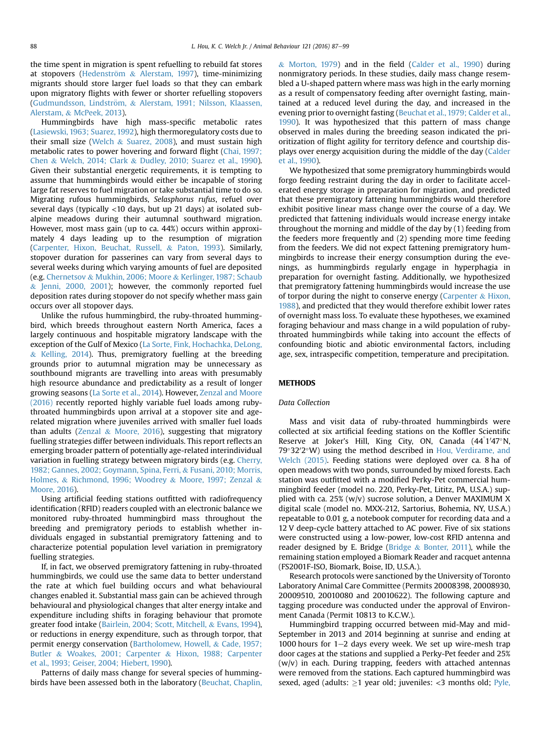the time spent in migration is spent refuelling to rebuild fat stores at stopovers (Hedenström & Alerstam, 1997), time-minimizing migrants should store larger fuel loads so that they can embark upon migratory flights with fewer or shorter refuelling stopovers (Gudmundsson, Lindström, & Alerstam, 1991; Nilsson, Klaassen, Alerstam, & McPeek, 2013).

Hummingbirds have high mass-specific metabolic rates (Lasiewski, 1963; Suarez, 1992), high thermoregulatory costs due to their small size (Welch & Suarez, 2008), and must sustain high metabolic rates to power hovering and forward flight (Chai, 1997; Chen & Welch, 2014; Clark & Dudley, 2010; Suarez et al., 1990). Given their substantial energetic requirements, it is tempting to assume that hummingbirds would either be incapable of storing large fat reserves to fuel migration or take substantial time to do so. Migrating rufous hummingbirds, *Selasphorus rufus*, refuel over several days (typically <10 days, but up 21 days) at isolated subalpine meadows during their autumnal southward migration. However, most mass gain (up to ca. 44%) occurs within approximately 4 days leading up to the resumption of migration (Carpenter, Hixon, Beuchat, Russell, & Paton, 1993). Similarly, stopover duration for passerines can vary from several days to several weeks during which varying amounts of fuel are deposited (e.g. Chernetsov & Mukhin, 2006; Moore & Kerlinger, 1987; Schaub & Jenni, 2000, 2001); however, the commonly reported fuel deposition rates during stopover do not specify whether mass gain occurs over all stopover days.

Unlike the rufous hummingbird, the ruby-throated hummingbird, which breeds throughout eastern North America, faces a largely continuous and hospitable migratory landscape with the exception of the Gulf of Mexico (La Sorte, Fink, Hochachka, DeLong, & Kelling, 2014). Thus, premigratory fuelling at the breeding grounds prior to autumnal migration may be unnecessary as southbound migrants are travelling into areas with presumably high resource abundance and predictability as a result of longer growing seasons (La Sorte et al., 2014). However, Zenzal and Moore (2016) recently reported highly variable fuel loads among ruby-throated hummingbirds upon arrival at a stopover site and age-related migration where juveniles arrived with smaller fuel loads than adults (Zenzal & Moore, 2016), suggesting that migratory fuelling strategies differ between individuals. This report reflects an emerging broader pattern of potentially age-related interindividual variation in fuelling strategy between migratory birds (e.g. Cherry, 1982; Gannes, 2002; Goymann, Spina, Ferri, & Fusani, 2010; Morris, Holmes, & Richmond, 1996; Woodrey & Moore, 1997; Zenzal & Moore, 2016).

Using artificial feeding stations outfitted with radiofrequency identification (RFID) readers coupled with an electronic balance we monitored ruby-throated hummingbird mass throughout the breeding and premigratory periods to establish whether individuals engaged in substantial premigratory fattening and to characterize potential population level variation in premigratory fuelling strategies.

If, in fact, we observed premigratory fattening in ruby-throated hummingbirds, we could use the same data to better understand the rate at which fuel building occurs and what behavioural changes enabled it. Substantial mass gain can be achieved through behavioural and physiological changes that alter energy intake and expenditure including shifts in foraging behaviour that promote greater food intake (Bairlein, 2004; Scott, Mitchell, & Evans, 1994), or reductions in energy expenditure, such as through torpor, that permit energy conservation (Bartholomew, Howell, & Cade, 1957; Butler & Woakes, 2001; Carpenter & Hixon, 1988; Carpenter et al., 1993; Geiser, 2004; Hiebert, 1990).

Patterns of daily mass change for several species of hummingbirds have been assessed both in the laboratory (Beuchat, Chaplin, & Morton, 1979) and in the field (Calder et al., 1990) during nonmigratory periods. In these studies, daily mass change resembled a U-shaped pattern where mass was high in the early morning as a result of compensatory feeding after overnight fasting, maintained at a reduced level during the day, and increased in the evening prior to overnight fasting (Beuchat et al., 1979; Calder et al., 1990). It was hypothesized that this pattern of mass change observed in males during the breeding season indicated the prioritization of flight agility for territory defence and courtship displays over energy acquisition during the middle of the day (Calder et al., 1990).

We hypothesized that some premigratory hummingbirds would forgo feeding restraint during the day in order to facilitate accelerated energy storage in preparation for migration, and predicted that these premigratory fattening hummingbirds would therefore exhibit positive linear mass change over the course of a day. We predicted that fattening individuals would increase energy intake throughout the morning and middle of the day by (1) feeding from the feeders more frequently and (2) spending more time feeding from the feeders. We did not expect fattening premigratory hummingbirds to increase their energy consumption during the evenings, as hummingbirds regularly engage in hyperphagia in preparation for overnight fasting. Additionally, we hypothesized that premigratory fattening hummingbirds would increase the use of torpor during the night to conserve energy (Carpenter & Hixon, 1988), and predicted that they would therefore exhibit lower rates of overnight mass loss. To evaluate these hypotheses, we examined foraging behaviour and mass change in a wild population of ruby-throated hummingbirds while taking into account the effects of confounding biotic and abiotic environmental factors, including age, sex, intraspecific competition, temperature and precipitation.

## METHODS

### Data Collection

Mass and visit data of ruby-throated hummingbirds were collected at six artificial feeding stations on the Koffler Scientific Reserve at Joker's Hill, King City, ON, Canada (44°1′47″N, 79°32′2″W) using the method described in Hou, Verdirame, and Welch (2015). Feeding stations were deployed over ca. 8 ha of open meadows with two ponds, surrounded by mixed forests. Each station was outfitted with a modified Perky-Pet commercial hummingbird feeder (model no. 220, Perky-Pet, Lititz, PA, U.S.A.) supplied with ca. 25% (w/v) sucrose solution, a Denver MAXIMUM X digital scale (model no. MXX-212, Sartorius, Bohemia, NY, U.S.A.) repeatable to 0.01 g, a notebook computer for recording data and a 12 V deep-cycle battery attached to AC power. Five of six stations were constructed using a low-power, low-cost RFID antenna and reader designed by E. Bridge (Bridge & Bonter, 2011), while the remaining station employed a Biomark Reader and racquet antenna (FS2001F-ISO, Biomark, Boise, ID, U.S.A.).

Research protocols were sanctioned by the University of Toronto Laboratory Animal Care Committee (Permits 20008398, 20008930, 20009510, 20010080 and 20010622). The following capture and tagging procedure was conducted under the approval of Environment Canada (Permit 10813 to K.C.W.).

Hummingbird trapping occurred between mid-May and mid-September in 2013 and 2014 beginning at sunrise and ending at 1000 hours for 1–2 days every week. We set up wire-mesh trap door cages at the stations and supplied a Perky-Pet feeder and 25% (w/v) in each. During trapping, feeders with attached antennas were removed from the stations. Each captured hummingbird was sexed, aged (adults: ≥1 year old; juveniles: <3 months old; Pyle,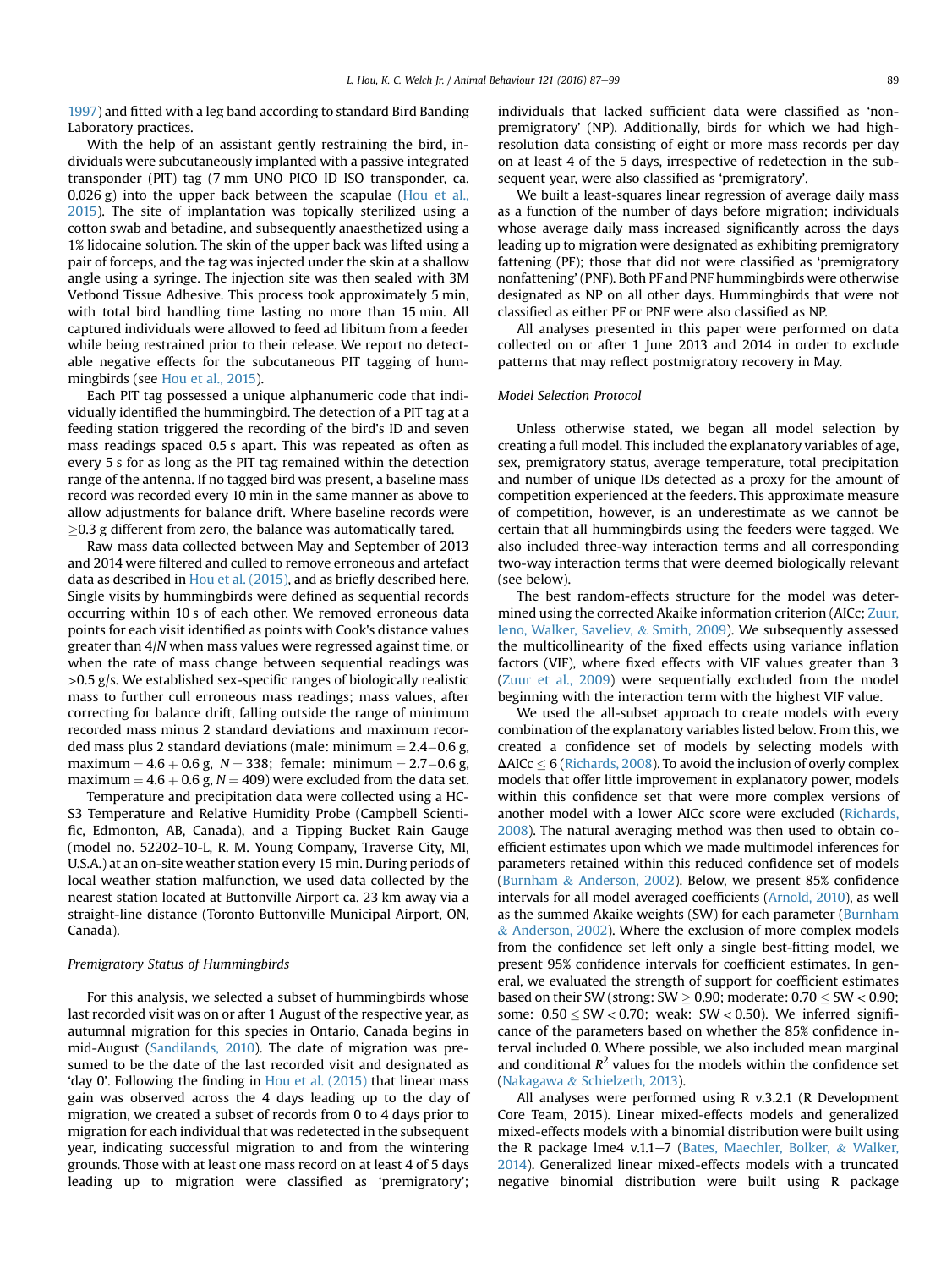1997) and fitted with a leg band according to standard Bird Banding Laboratory practices.

With the help of an assistant gently restraining the bird, individuals were subcutaneously implanted with a passive integrated transponder (PIT) tag (7 mm UNO PICO ID ISO transponder, ca. 0.026 g) into the upper back between the scapulae (Hou et al., 2015). The site of implantation was topically sterilized using a cotton swab and betadine, and subsequently anaesthetized using a 1% lidocaine solution. The skin of the upper back was lifted using a pair of forceps, and the tag was injected under the skin at a shallow angle using a syringe. The injection site was then sealed with 3M Vetbond Tissue Adhesive. This process took approximately 5 min, with total bird handling time lasting no more than 15 min. All captured individuals were allowed to feed ad libitum from a feeder while being restrained prior to their release. We report no detectable negative effects for the subcutaneous PIT tagging of hummingbirds (see Hou et al., 2015).

Each PIT tag possessed a unique alphanumeric code that individually identified the hummingbird. The detection of a PIT tag at a feeding station triggered the recording of the bird's ID and seven mass readings spaced 0.5 s apart. This was repeated as often as every 5 s for as long as the PIT tag remained within the detection range of the antenna. If no tagged bird was present, a baseline mass record was recorded every 10 min in the same manner as above to allow adjustments for balance drift. Where baseline records were $\geq$0.3 g different from zero, the balance was automatically tared.

Raw mass data collected between May and September of 2013 and 2014 were filtered and culled to remove erroneous and artefact data as described in Hou et al. (2015), and as briefly described here. Single visits by hummingbirds were defined as sequential records occurring within 10 s of each other. We removed erroneous data points for each visit identified as points with Cook's distance values greater than $4/N$ when mass values were regressed against time, or when the rate of mass change between sequential readings was >0.5 g/s. We established sex-specific ranges of biologically realistic mass to further cull erroneous mass readings; mass values, after correcting for balance drift, falling outside the range of minimum recorded mass minus 2 standard deviations and maximum recorded mass plus 2 standard deviations (male: minimum = 2.4−0.6 g, maximum = 4.6 + 0.6 g, $N = 338$; female: minimum = 2.7−0.6 g, maximum = 4.6 + 0.6 g, $N = 409$) were excluded from the data set.

Temperature and precipitation data were collected using a HC-S3 Temperature and Relative Humidity Probe (Campbell Scientific, Edmonton, AB, Canada), and a Tipping Bucket Rain Gauge (model no. 52202-10-L, R. M. Young Company, Traverse City, MI, U.S.A.) at an on-site weather station every 15 min. During periods of local weather station malfunction, we used data collected by the nearest station located at Buttonville Airport ca. 23 km away via a straight-line distance (Toronto Buttonville Municipal Airport, ON, Canada).

### *Premigratory Status of Hummingbirds*

For this analysis, we selected a subset of hummingbirds whose last recorded visit was on or after 1 August of the respective year, as autumnal migration for this species in Ontario, Canada begins in mid-August (Sandilands, 2010). The date of migration was presumed to be the date of the last recorded visit and designated as 'day 0'. Following the finding in Hou et al. (2015) that linear mass gain was observed across the 4 days leading up to the day of migration, we created a subset of records from 0 to 4 days prior to migration for each individual that was redetected in the subsequent year, indicating successful migration to and from the wintering grounds. Those with at least one mass record on at least 4 of 5 days leading up to migration were classified as 'premigratory'; individuals that lacked sufficient data were classified as 'non-premigratory' (NP). Additionally, birds for which we had high-resolution data consisting of eight or more mass records per day on at least 4 of the 5 days, irrespective of redetection in the subsequent year, were also classified as 'premigratory'.

We built a least-squares linear regression of average daily mass as a function of the number of days before migration; individuals whose average daily mass increased significantly across the days leading up to migration were designated as exhibiting premigratory fattening (PF); those that did not were classified as 'premigratory nonfattening' (PNF). Both PF and PNF hummingbirds were otherwise designated as NP on all other days. Hummingbirds that were not classified as either PF or PNF were also classified as NP.

All analyses presented in this paper were performed on data collected on or after 1 June 2013 and 2014 in order to exclude patterns that may reflect postmigratory recovery in May.

### *Model Selection Protocol*

Unless otherwise stated, we began all model selection by creating a full model. This included the explanatory variables of age, sex, premigratory status, average temperature, total precipitation and number of unique IDs detected as a proxy for the amount of competition experienced at the feeders. This approximate measure of competition, however, is an underestimate as we cannot be certain that all hummingbirds using the feeders were tagged. We also included three-way interaction terms and all corresponding two-way interaction terms that were deemed biologically relevant (see below).

The best random-effects structure for the model was determined using the corrected Akaike information criterion (AICc; Zuur, Ieno, Walker, Saveliev, & Smith, 2009). We subsequently assessed the multicollinearity of the fixed effects using variance inflation factors (VIF), where fixed effects with VIF values greater than 3 (Zuur et al., 2009) were sequentially excluded from the model beginning with the interaction term with the highest VIF value.

We used the all-subset approach to create models with every combination of the explanatory variables listed below. From this, we created a confidence set of models by selecting models with $\Delta$AICc $\leq$ 6 (Richards, 2008). To avoid the inclusion of overly complex models that offer little improvement in explanatory power, models within this confidence set that were more complex versions of another model with a lower AICc score were excluded (Richards, 2008). The natural averaging method was then used to obtain coefficient estimates upon which we made multimodel inferences for parameters retained within this reduced confidence set of models (Burnham & Anderson, 2002). Below, we present 85% confidence intervals for all model averaged coefficients (Arnold, 2010), as well as the summed Akaike weights (SW) for each parameter (Burnham & Anderson, 2002). Where the exclusion of more complex models from the confidence set left only a single best-fitting model, we present 95% confidence intervals for coefficient estimates. In general, we evaluated the strength of support for coefficient estimates based on their SW (strong: SW $\geq$ 0.90; moderate: 0.70 $\leq$ SW < 0.90; some: 0.50 $\leq$ SW < 0.70; weak: SW < 0.50). We inferred significance of the parameters based on whether the 85% confidence interval included 0. Where possible, we also included mean marginal and conditional $R^2$ values for the models within the confidence set (Nakagawa & Schielzeth, 2013).

All analyses were performed using R v.3.2.1 (R Development Core Team, 2015). Linear mixed-effects models and generalized mixed-effects models with a binomial distribution were built using the R package lme4 v.1.1−7 (Bates, Maechler, Bolker, & Walker, 2014). Generalized linear mixed-effects models with a truncated negative binomial distribution were built using R package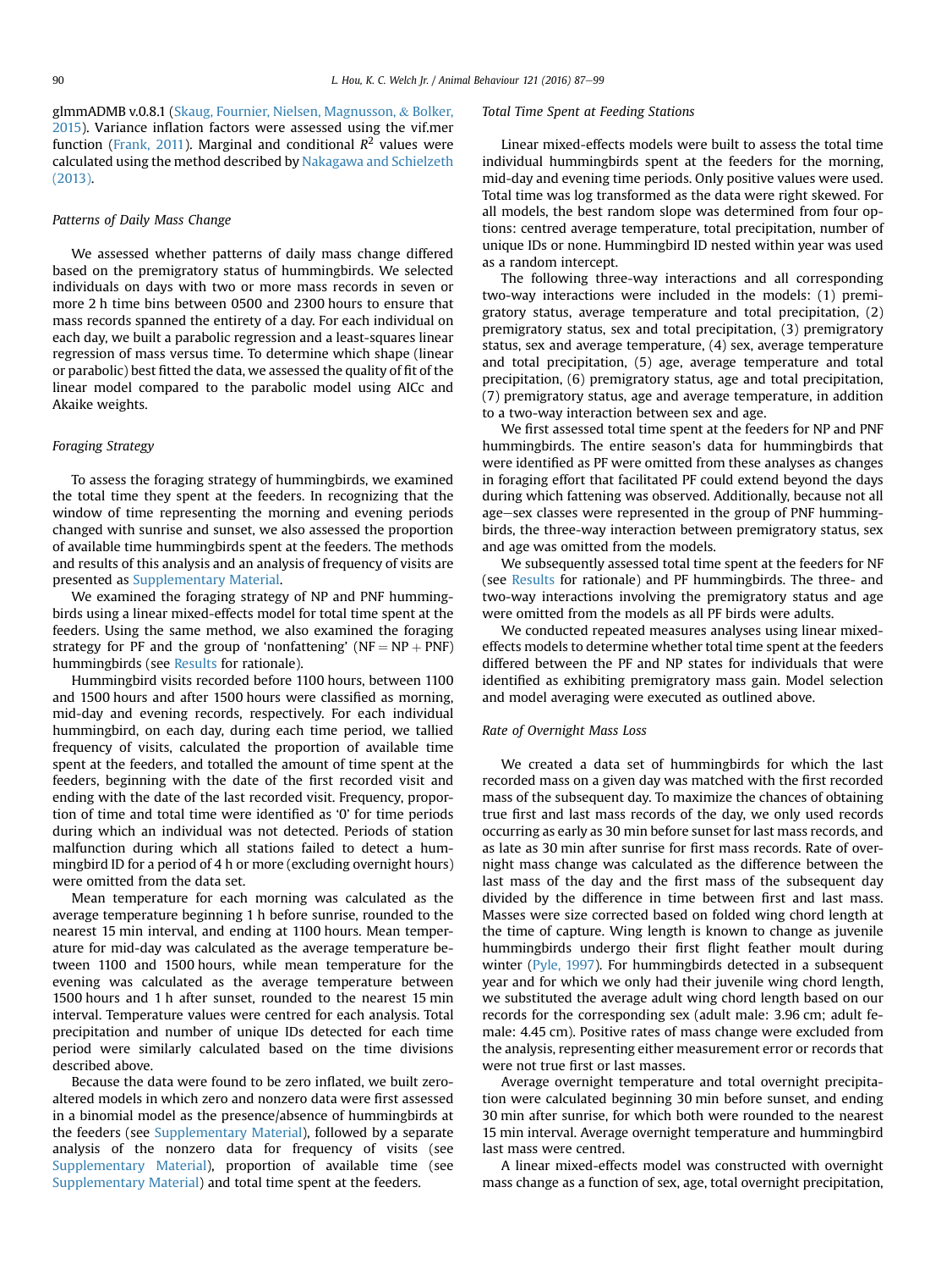glmmADMB v.0.8.1 (Skaug, Fournier, Nielsen, Magnusson, & Bolker, 2015). Variance inflation factors were assessed using the vif.mer function (Frank, 2011). Marginal and conditional $R^2$ values were calculated using the method described by Nakagawa and Schielzeth (2013).

### Patterns of Daily Mass Change

We assessed whether patterns of daily mass change differed based on the premigratory status of hummingbirds. We selected individuals on days with two or more mass records in seven or more 2 h time bins between 0500 and 2300 hours to ensure that mass records spanned the entirety of a day. For each individual on each day, we built a parabolic regression and a least-squares linear regression of mass versus time. To determine which shape (linear or parabolic) best fitted the data, we assessed the quality of fit of the linear model compared to the parabolic model using AICc and Akaike weights.

### Foraging Strategy

To assess the foraging strategy of hummingbirds, we examined the total time they spent at the feeders. In recognizing that the window of time representing the morning and evening periods changed with sunrise and sunset, we also assessed the proportion of available time hummingbirds spent at the feeders. The methods and results of this analysis and an analysis of frequency of visits are presented as Supplementary Material.

We examined the foraging strategy of NP and PNF hummingbirds using a linear mixed-effects model for total time spent at the feeders. Using the same method, we also examined the foraging strategy for PF and the group of 'nonfattening' (NF = NP + PNF) hummingbirds (see Results for rationale).

Hummingbird visits recorded before 1100 hours, between 1100 and 1500 hours and after 1500 hours were classified as morning, mid-day and evening records, respectively. For each individual hummingbird, on each day, during each time period, we tallied frequency of visits, calculated the proportion of available time spent at the feeders, and totalled the amount of time spent at the feeders, beginning with the date of the first recorded visit and ending with the date of the last recorded visit. Frequency, proportion of time and total time were identified as '0' for time periods during which an individual was not detected. Periods of station malfunction during which all stations failed to detect a hummingbird ID for a period of 4 h or more (excluding overnight hours) were omitted from the data set.

Mean temperature for each morning was calculated as the average temperature beginning 1 h before sunrise, rounded to the nearest 15 min interval, and ending at 1100 hours. Mean temperature for mid-day was calculated as the average temperature between 1100 and 1500 hours, while mean temperature for the evening was calculated as the average temperature between 1500 hours and 1 h after sunset, rounded to the nearest 15 min interval. Temperature values were centred for each analysis. Total precipitation and number of unique IDs detected for each time period were similarly calculated based on the time divisions described above.

Because the data were found to be zero inflated, we built zero-altered models in which zero and nonzero data were first assessed in a binomial model as the presence/absence of hummingbirds at the feeders (see Supplementary Material), followed by a separate analysis of the nonzero data for frequency of visits (see Supplementary Material), proportion of available time (see Supplementary Material) and total time spent at the feeders.

### Total Time Spent at Feeding Stations

Linear mixed-effects models were built to assess the total time individual hummingbirds spent at the feeders for the morning, mid-day and evening time periods. Only positive values were used. Total time was log transformed as the data were right skewed. For all models, the best random slope was determined from four options: centred average temperature, total precipitation, number of unique IDs or none. Hummingbird ID nested within year was used as a random intercept.

The following three-way interactions and all corresponding two-way interactions were included in the models: (1) premigratory status, average temperature and total precipitation, (2) premigratory status, sex and total precipitation, (3) premigratory status, sex and average temperature, (4) sex, average temperature and total precipitation, (5) age, average temperature and total precipitation, (6) premigratory status, age and total precipitation, (7) premigratory status, age and average temperature, in addition to a two-way interaction between sex and age.

We first assessed total time spent at the feeders for NP and PNF hummingbirds. The entire season's data for hummingbirds that were identified as PF were omitted from these analyses as changes in foraging effort that facilitated PF could extend beyond the days during which fattening was observed. Additionally, because not all age–sex classes were represented in the group of PNF hummingbirds, the three-way interaction between premigratory status, sex and age was omitted from the models.

We subsequently assessed total time spent at the feeders for NF (see Results for rationale) and PF hummingbirds. The three- and two-way interactions involving the premigratory status and age were omitted from the models as all PF birds were adults.

We conducted repeated measures analyses using linear mixed-effects models to determine whether total time spent at the feeders differed between the PF and NP states for individuals that were identified as exhibiting premigratory mass gain. Model selection and model averaging were executed as outlined above.

### Rate of Overnight Mass Loss

We created a data set of hummingbirds for which the last recorded mass on a given day was matched with the first recorded mass of the subsequent day. To maximize the chances of obtaining true first and last mass records of the day, we only used records occurring as early as 30 min before sunset for last mass records, and as late as 30 min after sunrise for first mass records. Rate of overnight mass change was calculated as the difference between the last mass of the day and the first mass of the subsequent day divided by the difference in time between first and last mass. Masses were size corrected based on folded wing chord length at the time of capture. Wing length is known to change as juvenile hummingbirds undergo their first flight feather moult during winter (Pyle, 1997). For hummingbirds detected in a subsequent year and for which we only had their juvenile wing chord length, we substituted the average adult wing chord length based on our records for the corresponding sex (adult male: 3.96 cm; adult female: 4.45 cm). Positive rates of mass change were excluded from the analysis, representing either measurement error or records that were not true first or last masses.

Average overnight temperature and total overnight precipitation were calculated beginning 30 min before sunset, and ending 30 min after sunrise, for which both were rounded to the nearest 15 min interval. Average overnight temperature and hummingbird last mass were centred.

A linear mixed-effects model was constructed with overnight mass change as a function of sex, age, total overnight precipitation,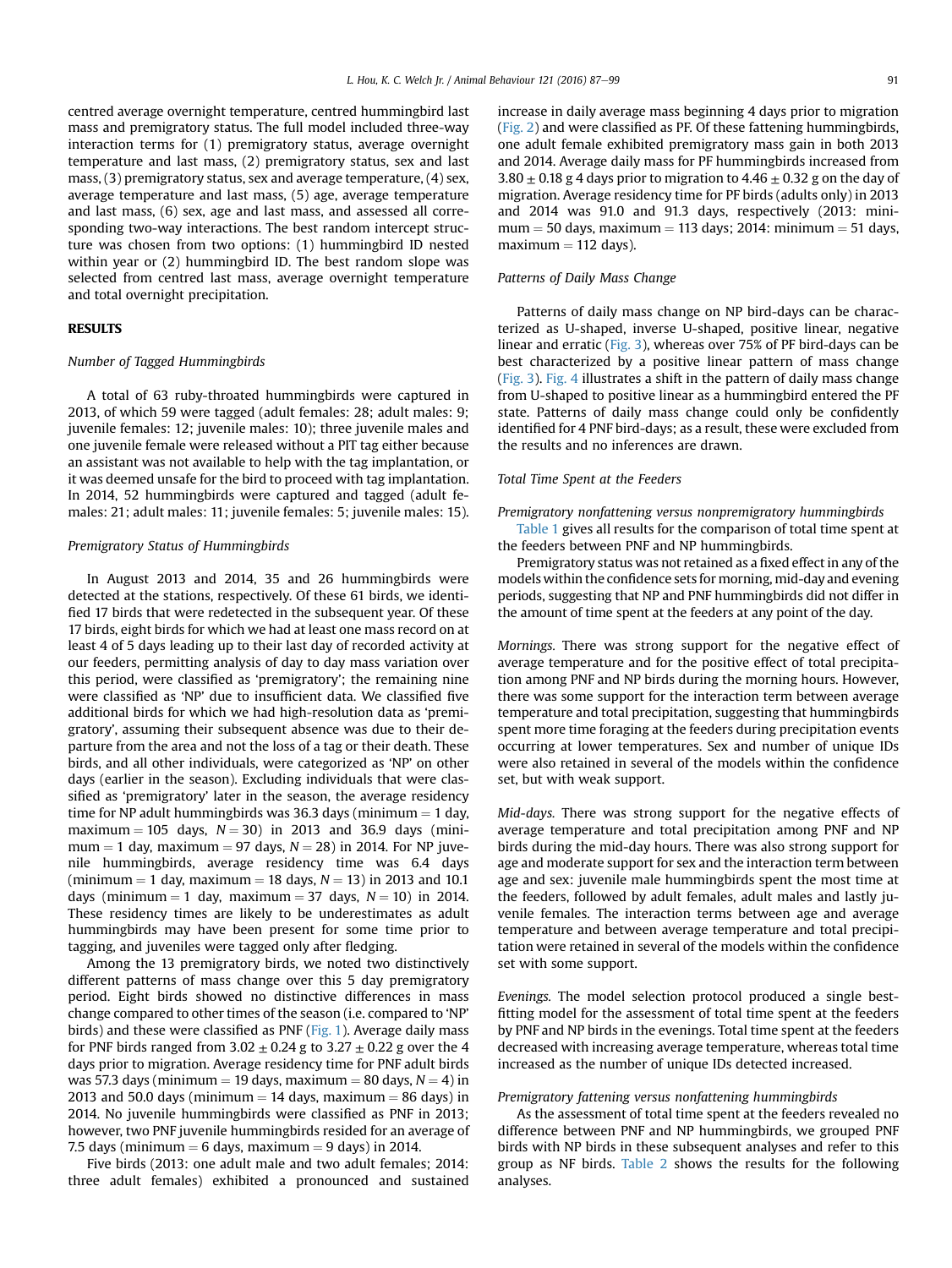centred average overnight temperature, centred hummingbird last mass and premigratory status. The full model included three-way interaction terms for (1) premigratory status, average overnight temperature and last mass, (2) premigratory status, sex and last mass, (3) premigratory status, sex and average temperature, (4) sex, average temperature and last mass, (5) age, average temperature and last mass, (6) sex, age and last mass, and assessed all corresponding two-way interactions. The best random intercept structure was chosen from two options: (1) hummingbird ID nested within year or (2) hummingbird ID. The best random slope was selected from centred last mass, average overnight temperature and total overnight precipitation.

## RESULTS

### Number of Tagged Hummingbirds

A total of 63 ruby-throated hummingbirds were captured in 2013, of which 59 were tagged (adult females: 28; adult males: 9; juvenile females: 12; juvenile males: 10); three juvenile males and one juvenile female were released without a PIT tag either because an assistant was not available to help with the tag implantation, or it was deemed unsafe for the bird to proceed with tag implantation. In 2014, 52 hummingbirds were captured and tagged (adult females: 21; adult males: 11; juvenile females: 5; juvenile males: 15).

### Premigratory Status of Hummingbirds

In August 2013 and 2014, 35 and 26 hummingbirds were detected at the stations, respectively. Of these 61 birds, we identified 17 birds that were redetected in the subsequent year. Of these 17 birds, eight birds for which we had at least one mass record on at least 4 of 5 days leading up to their last day of recorded activity at our feeders, permitting analysis of day to day mass variation over this period, were classified as 'premigratory'; the remaining nine were classified as 'NP' due to insufficient data. We classified five additional birds for which we had high-resolution data as 'premigratory', assuming their subsequent absence was due to their departure from the area and not the loss of a tag or their death. These birds, and all other individuals, were categorized as 'NP' on other days (earlier in the season). Excluding individuals that were classified as 'premigratory' later in the season, the average residency time for NP adult hummingbirds was 36.3 days (minimum = 1 day, maximum = 105 days, $N = 30$) in 2013 and 36.9 days (minimum = 1 day, maximum = 97 days, $N = 28$) in 2014. For NP juvenile hummingbirds, average residency time was 6.4 days (minimum = 1 day, maximum = 18 days, $N = 13$) in 2013 and 10.1 days (minimum = 1 day, maximum = 37 days, $N = 10$) in 2014. These residency times are likely to be underestimates as adult hummingbirds may have been present for some time prior to tagging, and juveniles were tagged only after fledging.

Among the 13 premigratory birds, we noted two distinctively different patterns of mass change over this 5 day premigratory period. Eight birds showed no distinctive differences in mass change compared to other times of the season (i.e. compared to 'NP' birds) and these were classified as PNF (Fig. 1). Average daily mass for PNF birds ranged from $3.02 \pm 0.24$ g to $3.27 \pm 0.22$ g over the 4 days prior to migration. Average residency time for PNF adult birds was 57.3 days (minimum = 19 days, maximum = 80 days, $N = 4$) in 2013 and 50.0 days (minimum = 14 days, maximum = 86 days) in 2014. No juvenile hummingbirds were classified as PNF in 2013; however, two PNF juvenile hummingbirds resided for an average of 7.5 days (minimum = 6 days, maximum = 9 days) in 2014.

Five birds (2013: one adult male and two adult females; 2014: three adult females) exhibited a pronounced and sustained increase in daily average mass beginning 4 days prior to migration (Fig. 2) and were classified as PF. Of these fattening hummingbirds, one adult female exhibited premigratory mass gain in both 2013 and 2014. Average daily mass for PF hummingbirds increased from $3.80 \pm 0.18$ g 4 days prior to migration to $4.46 \pm 0.32$ g on the day of migration. Average residency time for PF birds (adults only) in 2013 and 2014 was 91.0 and 91.3 days, respectively (2013: minimum = 50 days, maximum = 113 days; 2014: minimum = 51 days, maximum = 112 days).

### Patterns of Daily Mass Change

Patterns of daily mass change on NP bird-days can be characterized as U-shaped, inverse U-shaped, positive linear, negative linear and erratic (Fig. 3), whereas over 75% of PF bird-days can be best characterized by a positive linear pattern of mass change (Fig. 3). Fig. 4 illustrates a shift in the pattern of daily mass change from U-shaped to positive linear as a hummingbird entered the PF state. Patterns of daily mass change could only be confidently identified for 4 PNF bird-days; as a result, these were excluded from the results and no inferences are drawn.

### Total Time Spent at the Feeders

#### *Premigratory nonfattening versus nonpremigratory hummingbirds*

Table 1 gives all results for the comparison of total time spent at the feeders between PNF and NP hummingbirds.

Premigratory status was not retained as a fixed effect in any of the models within the confidence sets for morning, mid-day and evening periods, suggesting that NP and PNF hummingbirds did not differ in the amount of time spent at the feeders at any point of the day.

*Mornings.* There was strong support for the negative effect of average temperature and for the positive effect of total precipitation among PNF and NP birds during the morning hours. However, there was some support for the interaction term between average temperature and total precipitation, suggesting that hummingbirds spent more time foraging at the feeders during precipitation events occurring at lower temperatures. Sex and number of unique IDs were also retained in several of the models within the confidence set, but with weak support.

*Mid-days.* There was strong support for the negative effects of average temperature and total precipitation among PNF and NP birds during the mid-day hours. There was also strong support for age and moderate support for sex and the interaction term between age and sex: juvenile male hummingbirds spent the most time at the feeders, followed by adult females, adult males and lastly juvenile females. The interaction terms between age and average temperature and between average temperature and total precipitation were retained in several of the models within the confidence set with some support.

*Evenings.* The model selection protocol produced a single best-fitting model for the assessment of total time spent at the feeders by PNF and NP birds in the evenings. Total time spent at the feeders decreased with increasing average temperature, whereas total time increased as the number of unique IDs detected increased.

#### *Premigratory fattening versus nonfattening hummingbirds*

As the assessment of total time spent at the feeders revealed no difference between PNF and NP hummingbirds, we grouped PNF birds with NP birds in these subsequent analyses and refer to this group as NF birds. Table 2 shows the results for the following analyses.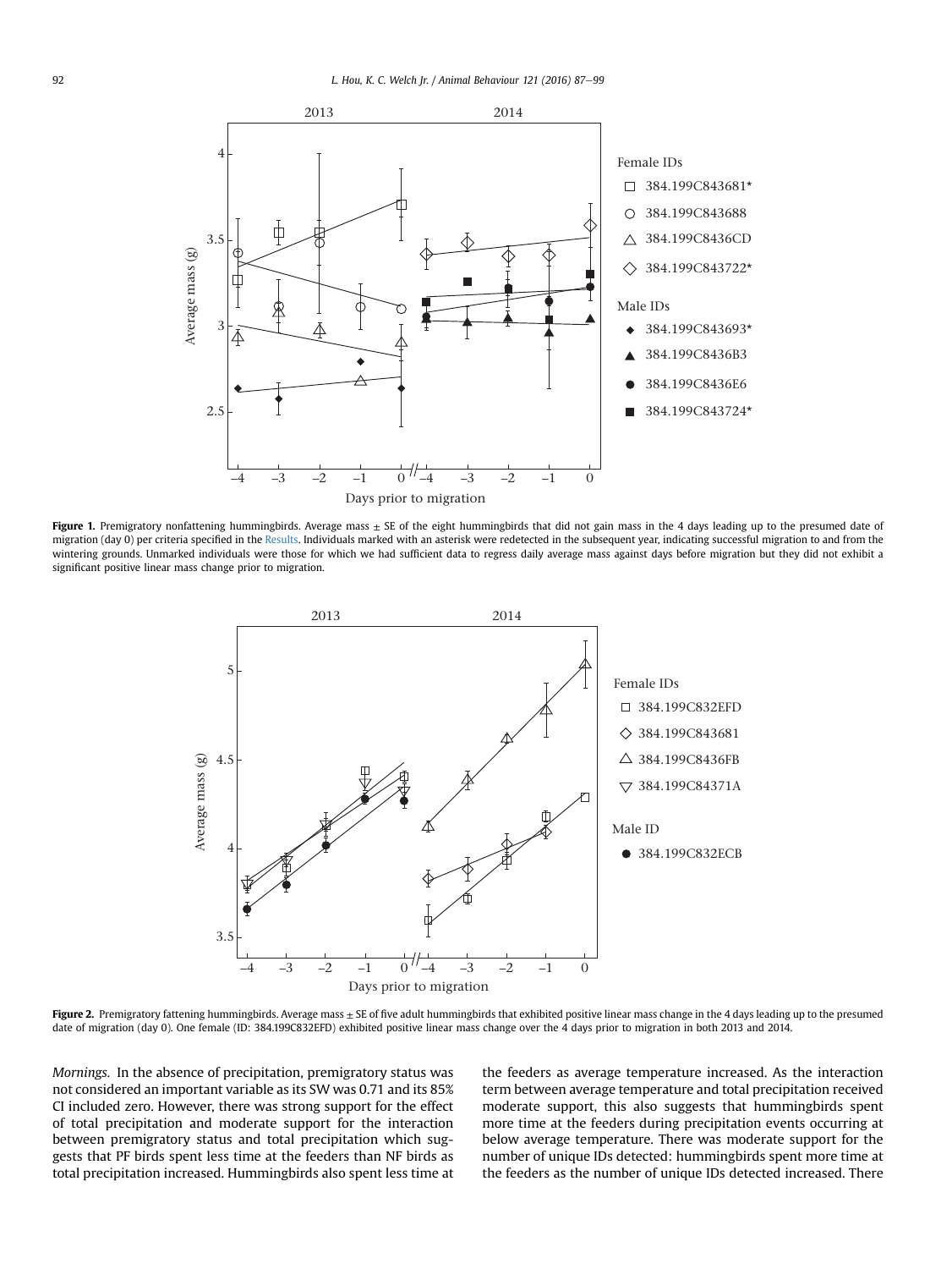**Figure 1.** Premigratory nonfattening hummingbirds. Average mass ± SE of the eight hummingbirds that did not gain mass in the 4 days leading up to the presumed date of migration (day 0) per criteria specified in the Results. Individuals marked with an asterisk were redetected in the subsequent year, indicating successful migration to and from the wintering grounds. Unmarked individuals were those for which we had sufficient data to regress daily average mass against days before migration but they did not exhibit a significant positive linear mass change prior to migration.

**Figure 2.** Premigratory fattening hummingbirds. Average mass ± SE of five adult hummingbirds that exhibited positive linear mass change in the 4 days leading up to the presumed date of migration (day 0). One female (ID: 384.199C832EFD) exhibited positive linear mass change over the 4 days prior to migration in both 2013 and 2014.

*Mornings.* In the absence of precipitation, premigratory status was not considered an important variable as its SW was 0.71 and its 85% CI included zero. However, there was strong support for the effect of total precipitation and moderate support for the interaction between premigratory status and total precipitation which suggests that PF birds spent less time at the feeders than NF birds as total precipitation increased. Hummingbirds also spent less time at the feeders as average temperature increased. As the interaction term between average temperature and total precipitation received moderate support, this also suggests that hummingbirds spent more time at the feeders during precipitation events occurring at below average temperature. There was moderate support for the number of unique IDs detected: hummingbirds spent more time at the feeders as the number of unique IDs detected increased. There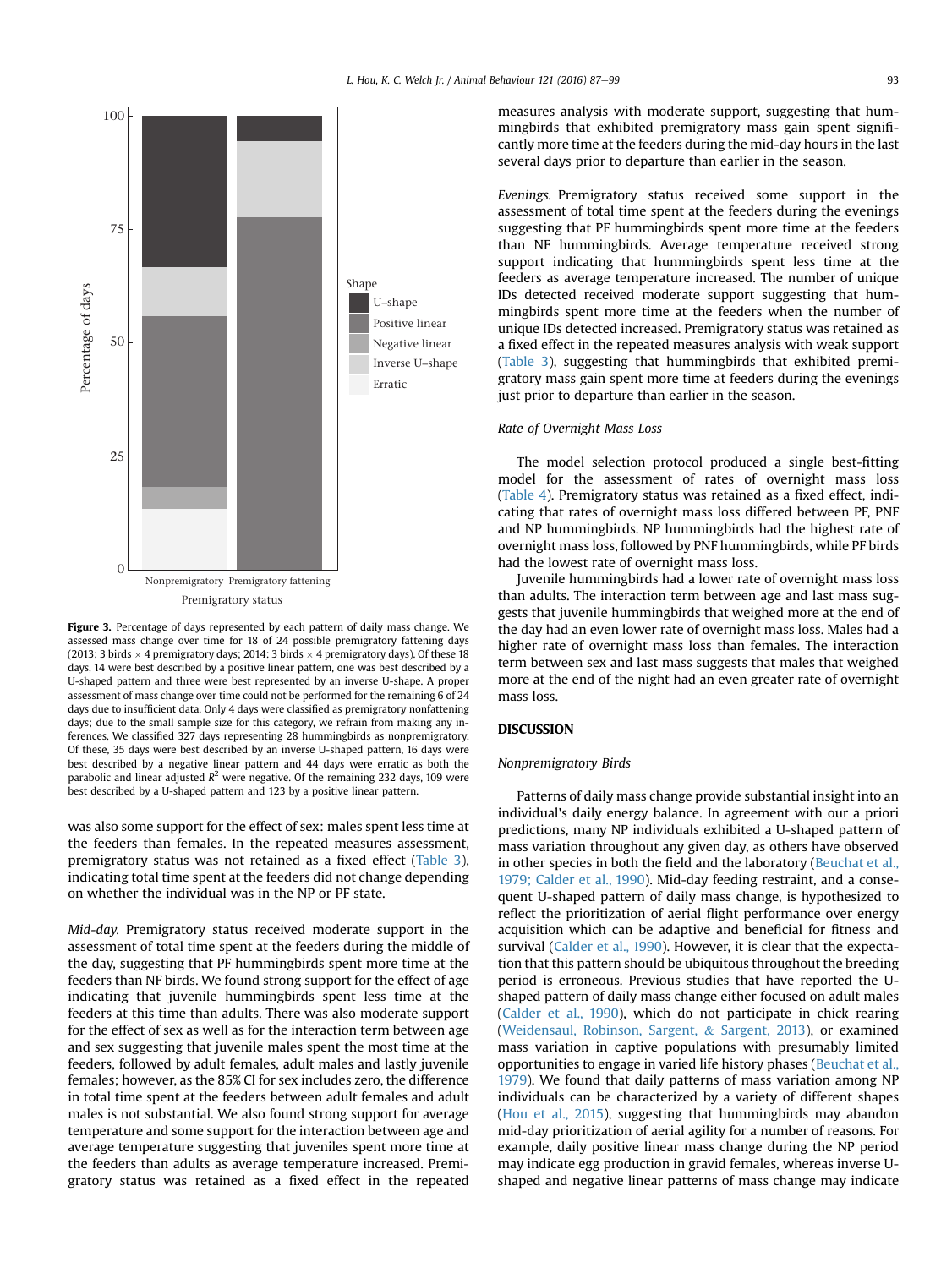100

75

50

25

0

Percentage of days

Nonpremigratory Premigratory fattening

Premigratory status

Shape

U–shape

Positive linear

Negative linear

Inverse U–shape

Erratic

**Figure 3.** Percentage of days represented by each pattern of daily mass change. We assessed mass change over time for 18 of 24 possible premigratory fattening days (2013: 3 birds × 4 premigratory days; 2014: 3 birds × 4 premigratory days). Of these 18 days, 14 were best described by a positive linear pattern, one was best described by a U-shaped pattern and three were best represented by an inverse U-shape. A proper assessment of mass change over time could not be performed for the remaining 6 of 24 days due to insufficient data. Only 4 days were classified as premigratory nonfattening days; due to the small sample size for this category, we refrain from making any inferences. We classified 327 days representing 28 hummingbirds as nonpremigratory. Of these, 35 days were best described by an inverse U-shaped pattern, 16 days were best described by a negative linear pattern and 44 days were erratic as both the parabolic and linear adjusted $R^2$ were negative. Of the remaining 232 days, 109 were best described by a U-shaped pattern and 123 by a positive linear pattern.

was also some support for the effect of sex: males spent less time at the feeders than females. In the repeated measures assessment, premigratory status was not retained as a fixed effect (Table 3), indicating total time spent at the feeders did not change depending on whether the individual was in the NP or PF state.

*Mid-day.* Premigratory status received moderate support in the assessment of total time spent at the feeders during the middle of the day, suggesting that PF hummingbirds spent more time at the feeders than NF birds. We found strong support for the effect of age indicating that juvenile hummingbirds spent less time at the feeders at this time than adults. There was also moderate support for the effect of sex as well as for the interaction term between age and sex suggesting that juvenile males spent the most time at the feeders, followed by adult females, adult males and lastly juvenile females; however, as the 85% CI for sex includes zero, the difference in total time spent at the feeders between adult females and adult males is not substantial. We also found strong support for average temperature and some support for the interaction between age and average temperature suggesting that juveniles spent more time at the feeders than adults as average temperature increased. Premigratory status was retained as a fixed effect in the repeated measures analysis with moderate support, suggesting that hummingbirds that exhibited premigratory mass gain spent significantly more time at the feeders during the mid-day hours in the last several days prior to departure than earlier in the season.

*Evenings.* Premigratory status received some support in the assessment of total time spent at the feeders during the evenings suggesting that PF hummingbirds spent more time at the feeders than NF hummingbirds. Average temperature received strong support indicating that hummingbirds spent less time at the feeders as average temperature increased. The number of unique IDs detected received moderate support suggesting that hummingbirds spent more time at the feeders when the number of unique IDs detected increased. Premigratory status was retained as a fixed effect in the repeated measures analysis with weak support (Table 3), suggesting that hummingbirds that exhibited premigratory mass gain spent more time at feeders during the evenings just prior to departure than earlier in the season.

### Rate of Overnight Mass Loss

The model selection protocol produced a single best-fitting model for the assessment of rates of overnight mass loss (Table 4). Premigratory status was retained as a fixed effect, indicating that rates of overnight mass loss differed between PF, PNF and NP hummingbirds. NP hummingbirds had the highest rate of overnight mass loss, followed by PNF hummingbirds, while PF birds had the lowest rate of overnight mass loss.

Juvenile hummingbirds had a lower rate of overnight mass loss than adults. The interaction term between age and last mass suggests that juvenile hummingbirds that weighed more at the end of the day had an even lower rate of overnight mass loss. Males had a higher rate of overnight mass loss than females. The interaction term between sex and last mass suggests that males that weighed more at the end of the night had an even greater rate of overnight mass loss.

## DISCUSSION

### Nonpremigratory Birds

Patterns of daily mass change provide substantial insight into an individual's daily energy balance. In agreement with our a priori predictions, many NP individuals exhibited a U-shaped pattern of mass variation throughout any given day, as others have observed in other species in both the field and the laboratory (Beuchat et al., 1979; Calder et al., 1990). Mid-day feeding restraint, and a consequent U-shaped pattern of daily mass change, is hypothesized to reflect the prioritization of aerial flight performance over energy acquisition which can be adaptive and beneficial for fitness and survival (Calder et al., 1990). However, it is clear that the expectation that this pattern should be ubiquitous throughout the breeding period is erroneous. Previous studies that have reported the U-shaped pattern of daily mass change either focused on adult males (Calder et al., 1990), which do not participate in chick rearing (Weidensaul, Robinson, Sargent, & Sargent, 2013), or examined mass variation in captive populations with presumably limited opportunities to engage in varied life history phases (Beuchat et al., 1979). We found that daily patterns of mass variation among NP individuals can be characterized by a variety of different shapes (Hou et al., 2015), suggesting that hummingbirds may abandon mid-day prioritization of aerial agility for a number of reasons. For example, daily positive linear mass change during the NP period may indicate egg production in gravid females, whereas inverse U-shaped and negative linear patterns of mass change may indicate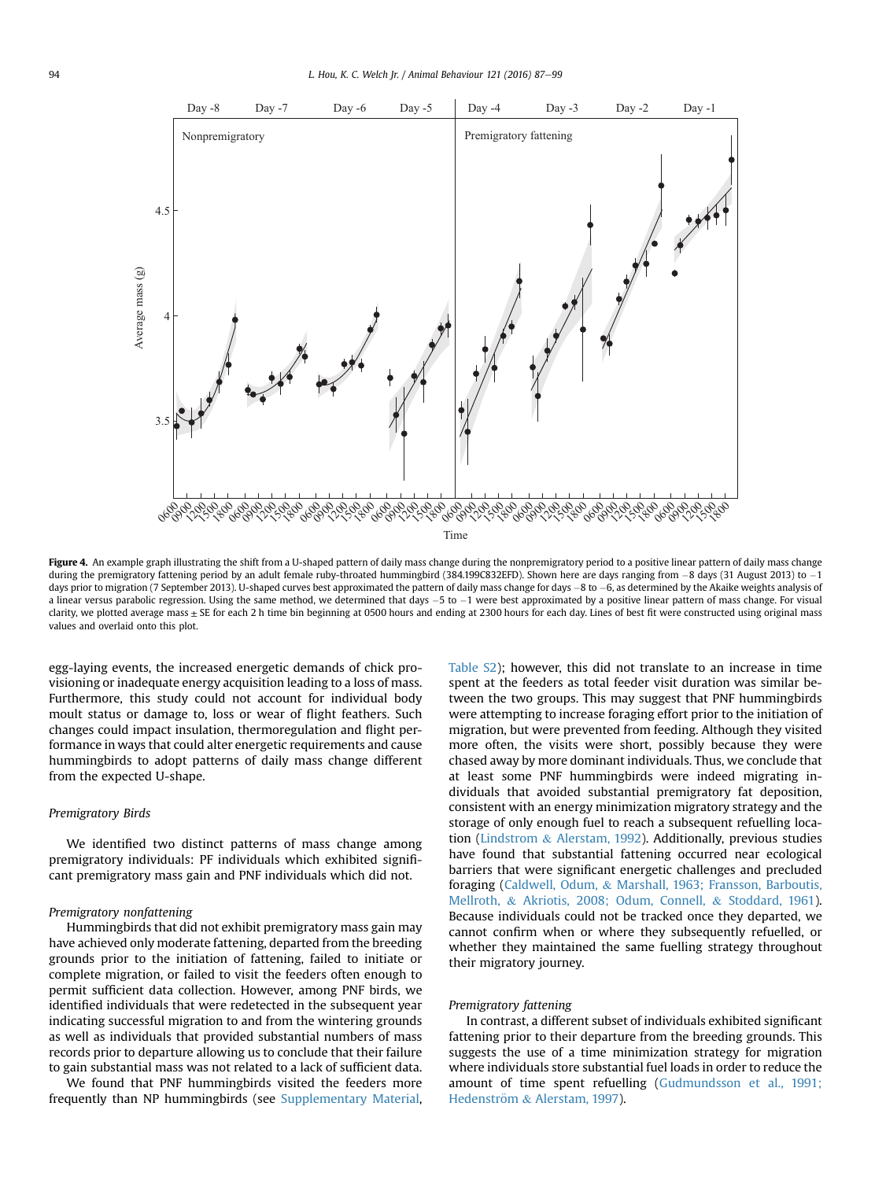Day -8 Day -7 Day -6 Day -5 Day -4 Day -3 Day -2 Day -1

Nonpremigratory

Premigratory fattening

Average mass (g)

4.5

4

3.5

0600 0900 1200 1500 1800

Time

**Figure 4.** An example graph illustrating the shift from a U-shaped pattern of daily mass change during the nonpremigratory period to a positive linear pattern of daily mass change during the premigratory fattening period by an adult female ruby-throated hummingbird (384.199C832EFD). Shown here are days ranging from −8 days (31 August 2013) to −1 days prior to migration (7 September 2013). U-shaped curves best approximated the pattern of daily mass change for days −8 to −6, as determined by the Akaike weights analysis of a linear versus parabolic regression. Using the same method, we determined that days −5 to −1 were best approximated by a positive linear pattern of mass change. For visual clarity, we plotted average mass ± SE for each 2 h time bin beginning at 0500 hours and ending at 2300 hours for each day. Lines of best fit were constructed using original mass values and overlaid onto this plot.

egg-laying events, the increased energetic demands of chick provisioning or inadequate energy acquisition leading to a loss of mass. Furthermore, this study could not account for individual body moult status or damage to, loss or wear of flight feathers. Such changes could impact insulation, thermoregulation and flight performance in ways that could alter energetic requirements and cause hummingbirds to adopt patterns of daily mass change different from the expected U-shape.

### *Premigratory Birds*

We identified two distinct patterns of mass change among premigratory individuals: PF individuals which exhibited significant premigratory mass gain and PNF individuals which did not.

#### *Premigratory nonfattening*

Hummingbirds that did not exhibit premigratory mass gain may have achieved only moderate fattening, departed from the breeding grounds prior to the initiation of fattening, failed to initiate or complete migration, or failed to visit the feeders often enough to permit sufficient data collection. However, among PNF birds, we identified individuals that were redetected in the subsequent year indicating successful migration to and from the wintering grounds as well as individuals that provided substantial numbers of mass records prior to departure allowing us to conclude that their failure to gain substantial mass was not related to a lack of sufficient data.

We found that PNF hummingbirds visited the feeders more frequently than NP hummingbirds (see Supplementary Material, Table S2); however, this did not translate to an increase in time spent at the feeders as total feeder visit duration was similar between the two groups. This may suggest that PNF hummingbirds were attempting to increase foraging effort prior to the initiation of migration, but were prevented from feeding. Although they visited more often, the visits were short, possibly because they were chased away by more dominant individuals. Thus, we conclude that at least some PNF hummingbirds were indeed migrating individuals that avoided substantial premigratory fat deposition, consistent with an energy minimization migratory strategy and the storage of only enough fuel to reach a subsequent refuelling location (Lindström & Alerstam, 1992). Additionally, previous studies have found that substantial fattening occurred near ecological barriers that were significant energetic challenges and precluded foraging (Caldwell, Odum, & Marshall, 1963; Fransson, Barboutis, Mellroth, & Akriotis, 2008; Odum, Connell, & Stoddard, 1961). Because individuals could not be tracked once they departed, we cannot confirm when or where they subsequently refuelled, or whether they maintained the same fuelling strategy throughout their migratory journey.

#### *Premigratory fattening*

In contrast, a different subset of individuals exhibited significant fattening prior to their departure from the breeding grounds. This suggests the use of a time minimization strategy for migration where individuals store substantial fuel loads in order to reduce the amount of time spent refuelling (Gudmundsson et al., 1991; Hedenström & Alerstam, 1997).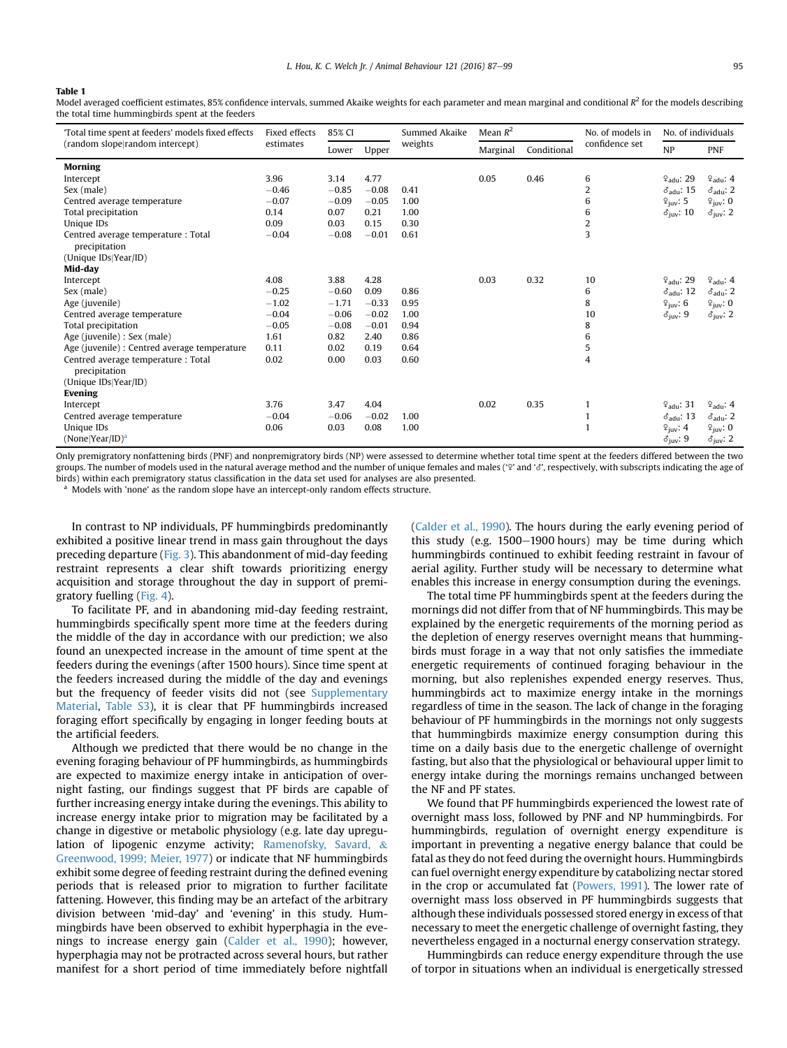**Table 1**

Model averaged coefficient estimates, 85% confidence intervals, summed Akaike weights for each parameter and mean marginal and conditional $R^2$ for the models describing the total time hummingbirds spent at the feeders

| 'Total time spent at feeders' models fixed effects (random slope\|random intercept) | Fixed effects estimates | 85% CI | | Summed Akaike weights | Mean $R^2$ | | No. of models in confidence set | No. of individuals | |
|---|---|---|---|---|---|---|---|---|---|
| | | Lower | Upper | | Marginal | Conditional | | NP | PNF |
| **Morning** | | | | | | | | | |
| Intercept | 3.96 | 3.14 | 4.77 | | 0.05 | 0.46 | 6 | ♀$_{adu}$: 29 | ♀$_{adu}$: 4 |
| Sex (male) | −0.46 | −0.85 | −0.08 | 0.41 | | | 2 | ♂$_{adu}$: 15 | ♂$_{adu}$: 2 |
| Centred average temperature | −0.07 | −0.09 | −0.05 | 1.00 | | | 6 | ♀$_{juv}$: 5 | ♀$_{juv}$: 0 |
| Total precipitation | 0.14 | 0.07 | 0.21 | 1.00 | | | 6 | ♂$_{juv}$: 10 | ♂$_{juv}$: 2 |
| Unique IDs | 0.09 | 0.03 | 0.15 | 0.30 | | | 2 | | |
| Centred average temperature : Total precipitation | −0.04 | −0.08 | −0.01 | 0.61 | | | 3 | | |
| (Unique IDs\|Year/ID) | | | | | | | | | |
| **Mid-day** | | | | | | | | | |
| Intercept | 4.08 | 3.88 | 4.28 | | 0.03 | 0.32 | 10 | ♀$_{adu}$: 29 | ♀$_{adu}$: 4 |
| Sex (male) | −0.25 | −0.60 | 0.09 | 0.86 | | | 6 | ♂$_{adu}$: 12 | ♂$_{adu}$: 2 |
| Age (juvenile) | −1.02 | −1.71 | −0.33 | 0.95 | | | 8 | ♀$_{juv}$: 6 | ♀$_{juv}$: 0 |
| Centred average temperature | −0.04 | −0.06 | −0.02 | 1.00 | | | 10 | ♂$_{juv}$: 9 | ♂$_{juv}$: 2 |
| Total precipitation | −0.05 | −0.08 | −0.01 | 0.94 | | | 8 | | |
| Age (juvenile) : Sex (male) | 1.61 | 0.82 | 2.40 | 0.86 | | | 6 | | |
| Age (juvenile) : Centred average temperature | 0.11 | 0.02 | 0.19 | 0.64 | | | 5 | | |
| Centred average temperature : Total precipitation | 0.02 | 0.00 | 0.03 | 0.60 | | | 4 | | |
| (Unique IDs\|Year/ID) | | | | | | | | | |
| **Evening** | | | | | | | | | |
| Intercept | 3.76 | 3.47 | 4.04 | | 0.02 | 0.35 | 1 | ♀$_{adu}$: 31 | ♀$_{adu}$: 4 |
| Centred average temperature | −0.04 | −0.06 | −0.02 | 1.00 | | | 1 | ♂$_{adu}$: 13 | ♂$_{adu}$: 2 |
| Unique IDs | 0.06 | 0.03 | 0.08 | 1.00 | | | 1 | ♀$_{juv}$: 4 | ♀$_{juv}$: 0 |
| (None\|Year/ID)[a] | | | | | | | | ♂$_{juv}$: 9 | ♂$_{juv}$: 2 |

Only premigratory nonfattening birds (PNF) and nonpremigratory birds (NP) were assessed to determine whether total time spent at the feeders differed between the two groups. The number of models used in the natural average method and the number of unique females and males ('♀' and '♂', respectively, with subscripts indicating the age of birds) within each premigratory status classification in the data set used for analyses are also presented.

[a] Models with 'none' as the random slope have an intercept-only random effects structure.

In contrast to NP individuals, PF hummingbirds predominantly exhibited a positive linear trend in mass gain throughout the days preceding departure (Fig. 3). This abandonment of mid-day feeding restraint represents a clear shift towards prioritizing energy acquisition and storage throughout the day in support of premigratory fuelling (Fig. 4).

To facilitate PF, and in abandoning mid-day feeding restraint, hummingbirds specifically spent more time at the feeders during the middle of the day in accordance with our prediction; we also found an unexpected increase in the amount of time spent at the feeders during the evenings (after 1500 hours). Since time spent at the feeders increased during the middle of the day and evenings but the frequency of feeder visits did not (see Supplementary Material, Table S3), it is clear that PF hummingbirds increased foraging effort specifically by engaging in longer feeding bouts at the artificial feeders.

Although we predicted that there would be no change in the evening foraging behaviour of PF hummingbirds, as hummingbirds are expected to maximize energy intake in anticipation of overnight fasting, our findings suggest that PF birds are capable of further increasing energy intake during the evenings. This ability to increase energy intake prior to migration may be facilitated by a change in digestive or metabolic physiology (e.g. late day upregulation of lipogenic enzyme activity; Ramenofsky, Savard, & Greenwood, 1999; Meier, 1977) or indicate that NF hummingbirds exhibit some degree of feeding restraint during the defined evening periods that is released prior to migration to further facilitate fattening. However, this finding may be an artefact of the arbitrary division between 'mid-day' and 'evening' in this study. Hummingbirds have been observed to exhibit hyperphagia in the evenings to increase energy gain (Calder et al., 1990); however, hyperphagia may not be protracted across several hours, but rather manifest for a short period of time immediately before nightfall (Calder et al., 1990). The hours during the early evening period of this study (e.g. 1500–1900 hours) may be time during which hummingbirds continued to exhibit feeding restraint in favour of aerial agility. Further study will be necessary to determine what enables this increase in energy consumption during the evenings.

The total time PF hummingbirds spent at the feeders during the mornings did not differ from that of NF hummingbirds. This may be explained by the energetic requirements of the morning period as the depletion of energy reserves overnight means that hummingbirds must forage in a way that not only satisfies the immediate energetic requirements of continued foraging behaviour in the morning, but also replenishes expended energy reserves. Thus, hummingbirds act to maximize energy intake in the mornings regardless of time in the season. The lack of change in the foraging behaviour of PF hummingbirds in the mornings not only suggests that hummingbirds maximize energy consumption during this time on a daily basis due to the energetic challenge of overnight fasting, but also that the physiological or behavioural upper limit to energy intake during the mornings remains unchanged between the NF and PF states.

We found that PF hummingbirds experienced the lowest rate of overnight mass loss, followed by PNF and NP hummingbirds. For hummingbirds, regulation of overnight energy expenditure is important in preventing a negative energy balance that could be fatal as they do not feed during the overnight hours. Hummingbirds can fuel overnight energy expenditure by catabolizing nectar stored in the crop or accumulated fat (Powers, 1991). The lower rate of overnight mass loss observed in PF hummingbirds suggests that although these individuals possessed stored energy in excess of that necessary to meet the energetic challenge of overnight fasting, they nevertheless engaged in a nocturnal energy conservation strategy.

Hummingbirds can reduce energy expenditure through the use of torpor in situations when an individual is energetically stressed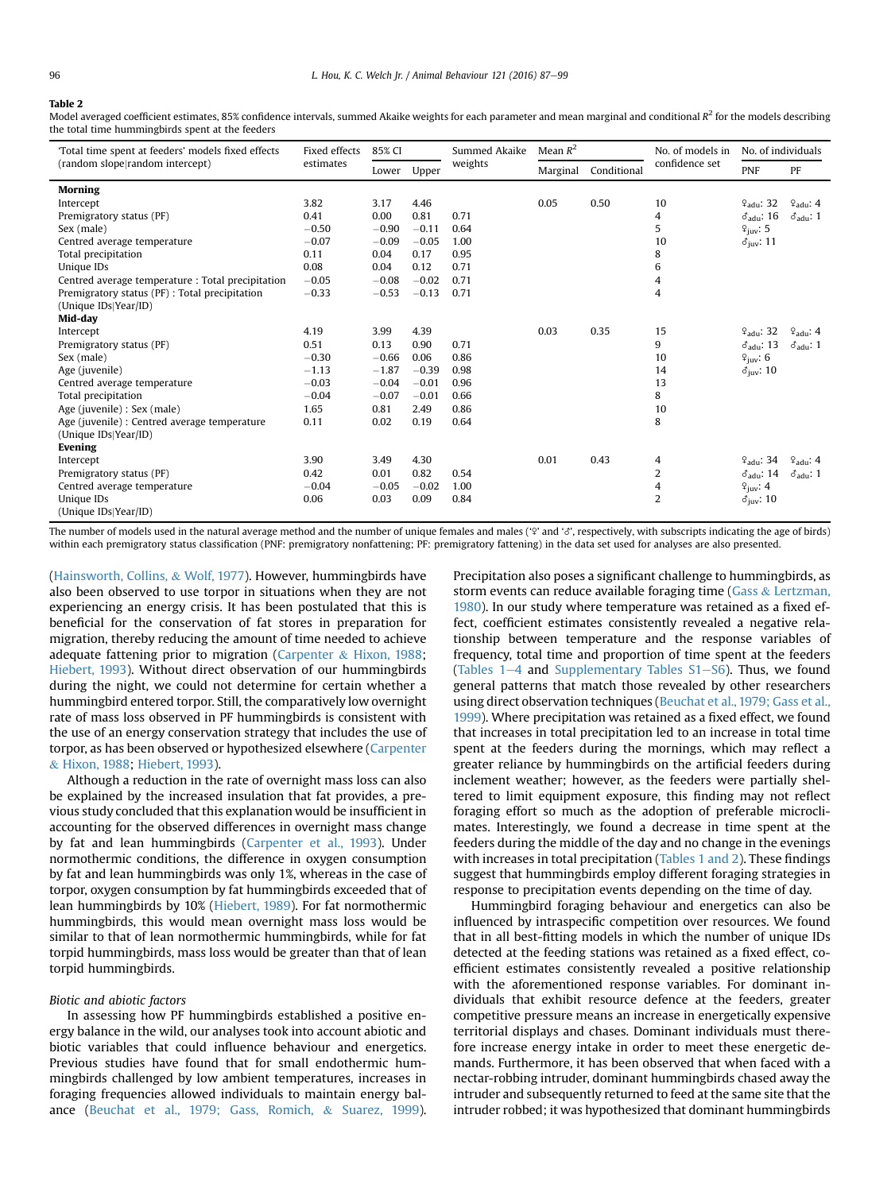**Table 2**

Model averaged coefficient estimates, 85% confidence intervals, summed Akaike weights for each parameter and mean marginal and conditional $R^2$ for the models describing the total time hummingbirds spent at the feeders

| 'Total time spent at feeders' models fixed effects (random slope\|random intercept) | Fixed effects estimates | 85% CI | | Summed Akaike weights | Mean $R^2$ | | No. of models in confidence set | No. of individuals | |
|---|---|---|---|---|---|---|---|---|---|
| | | Lower | Upper | | Marginal | Conditional | | PNF | PF |
| **Morning** | | | | | | | | | |
| Intercept | 3.82 | 3.17 | 4.46 | | 0.05 | 0.50 | 10 | ♀$_{adu}$: 32 | ♀$_{adu}$: 4 |
| Premigratory status (PF) | 0.41 | 0.00 | 0.81 | 0.71 | | | 4 | ♂$_{adu}$: 16 | ♂$_{adu}$: 1 |
| Sex (male) | −0.50 | −0.90 | −0.11 | 0.64 | | | 5 | ♀$_{juv}$: 5 | |
| Centred average temperature | −0.07 | −0.09 | −0.05 | 1.00 | | | 10 | ♂$_{juv}$: 11 | |
| Total precipitation | 0.11 | 0.04 | 0.17 | 0.95 | | | 8 | | |
| Unique IDs | 0.08 | 0.04 | 0.12 | 0.71 | | | 6 | | |
| Centred average temperature : Total precipitation | −0.05 | −0.08 | −0.02 | 0.71 | | | 4 | | |
| Premigratory status (PF) : Total precipitation | −0.33 | −0.53 | −0.13 | 0.71 | | | 4 | | |
| (Unique IDs\|Year/ID) | | | | | | | | | |
| **Mid-day** | | | | | | | | | |
| Intercept | 4.19 | 3.99 | 4.39 | | 0.03 | 0.35 | 15 | ♀$_{adu}$: 32 | ♀$_{adu}$: 4 |
| Premigratory status (PF) | 0.51 | 0.13 | 0.90 | 0.71 | | | 9 | ♂$_{adu}$: 13 | ♂$_{adu}$: 1 |
| Sex (male) | −0.30 | −0.66 | 0.06 | 0.86 | | | 10 | ♀$_{juv}$: 6 | |
| Age (juvenile) | −1.13 | −1.87 | −0.39 | 0.98 | | | 14 | ♂$_{juv}$: 10 | |
| Centred average temperature | −0.03 | −0.04 | −0.01 | 0.96 | | | 13 | | |
| Total precipitation | −0.04 | −0.07 | −0.01 | 0.66 | | | 8 | | |
| Age (juvenile) : Sex (male) | 1.65 | 0.81 | 2.49 | 0.86 | | | 10 | | |
| Age (juvenile) : Centred average temperature | 0.11 | 0.02 | 0.19 | 0.64 | | | 8 | | |
| (Unique IDs\|Year/ID) | | | | | | | | | |
| **Evening** | | | | | | | | | |
| Intercept | 3.90 | 3.49 | 4.30 | | 0.01 | 0.43 | 4 | ♀$_{adu}$: 34 | ♀$_{adu}$: 4 |
| Premigratory status (PF) | 0.42 | 0.01 | 0.82 | 0.54 | | | 2 | ♂$_{adu}$: 14 | ♂$_{adu}$: 1 |
| Centred average temperature | −0.04 | −0.05 | −0.02 | 1.00 | | | 4 | ♀$_{juv}$: 4 | |
| Unique IDs | 0.06 | 0.03 | 0.09 | 0.84 | | | 2 | ♂$_{juv}$: 10 | |
| (Unique IDs\|Year/ID) | | | | | | | | | |

The number of models used in the natural average method and the number of unique females and males ('♀' and '♂', respectively, with subscripts indicating the age of birds) within each premigratory status classification (PNF: premigratory nonfattening; PF: premigratory fattening) in the data set used for analyses are also presented.

(Hainsworth, Collins, & Wolf, 1977). However, hummingbirds have also been observed to use torpor in situations when they are not experiencing an energy crisis. It has been postulated that this is beneficial for the conservation of fat stores in preparation for migration, thereby reducing the amount of time needed to achieve adequate fattening prior to migration (Carpenter & Hixon, 1988; Hiebert, 1993). Without direct observation of our hummingbirds during the night, we could not determine for certain whether a hummingbird entered torpor. Still, the comparatively low overnight rate of mass loss observed in PF hummingbirds is consistent with the use of an energy conservation strategy that includes the use of torpor, as has been observed or hypothesized elsewhere (Carpenter & Hixon, 1988; Hiebert, 1993).

Although a reduction in the rate of overnight mass loss can also be explained by the increased insulation that fat provides, a previous study concluded that this explanation would be insufficient in accounting for the observed differences in overnight mass change by fat and lean hummingbirds (Carpenter et al., 1993). Under normothermic conditions, the difference in oxygen consumption by fat and lean hummingbirds was only 1%, whereas in the case of torpor, oxygen consumption by fat hummingbirds exceeded that of lean hummingbirds by 10% (Hiebert, 1989). For fat normothermic hummingbirds, this would mean overnight mass loss would be similar to that of lean normothermic hummingbirds, while for fat torpid hummingbirds, mass loss would be greater than that of lean torpid hummingbirds.

### Biotic and abiotic factors

In assessing how PF hummingbirds established a positive energy balance in the wild, our analyses took into account abiotic and biotic variables that could influence behaviour and energetics. Previous studies have found that for small endothermic hummingbirds challenged by low ambient temperatures, increases in foraging frequencies allowed individuals to maintain energy balance (Beuchat et al., 1979; Gass, Romich, & Suarez, 1999). Precipitation also poses a significant challenge to hummingbirds, as storm events can reduce available foraging time (Gass & Lertzman, 1980). In our study where temperature was retained as a fixed effect, coefficient estimates consistently revealed a negative relationship between temperature and the response variables of frequency, total time and proportion of time spent at the feeders (Tables 1–4 and Supplementary Tables S1–S6). Thus, we found general patterns that match those revealed by other researchers using direct observation techniques (Beuchat et al., 1979; Gass et al., 1999). Where precipitation was retained as a fixed effect, we found that increases in total precipitation led to an increase in total time spent at the feeders during the mornings, which may reflect a greater reliance by hummingbirds on the artificial feeders during inclement weather; however, as the feeders were partially sheltered to limit equipment exposure, this finding may not reflect foraging effort so much as the adoption of preferable microclimates. Interestingly, we found a decrease in time spent at the feeders during the middle of the day and no change in the evenings with increases in total precipitation (Tables 1 and 2). These findings suggest that hummingbirds employ different foraging strategies in response to precipitation events depending on the time of day.

Hummingbird foraging behaviour and energetics can also be influenced by intraspecific competition over resources. We found that in all best-fitting models in which the number of unique IDs detected at the feeding stations was retained as a fixed effect, coefficient estimates consistently revealed a positive relationship with the aforementioned response variables. For dominant individuals that exhibit resource defence at the feeders, greater competitive pressure means an increase in energetically expensive territorial displays and chases. Dominant individuals must therefore increase energy intake in order to meet these energetic demands. Furthermore, it has been observed that when faced with a nectar-robbing intruder, dominant hummingbirds chased away the intruder and subsequently returned to feed at the same site that the intruder robbed; it was hypothesized that dominant hummingbirds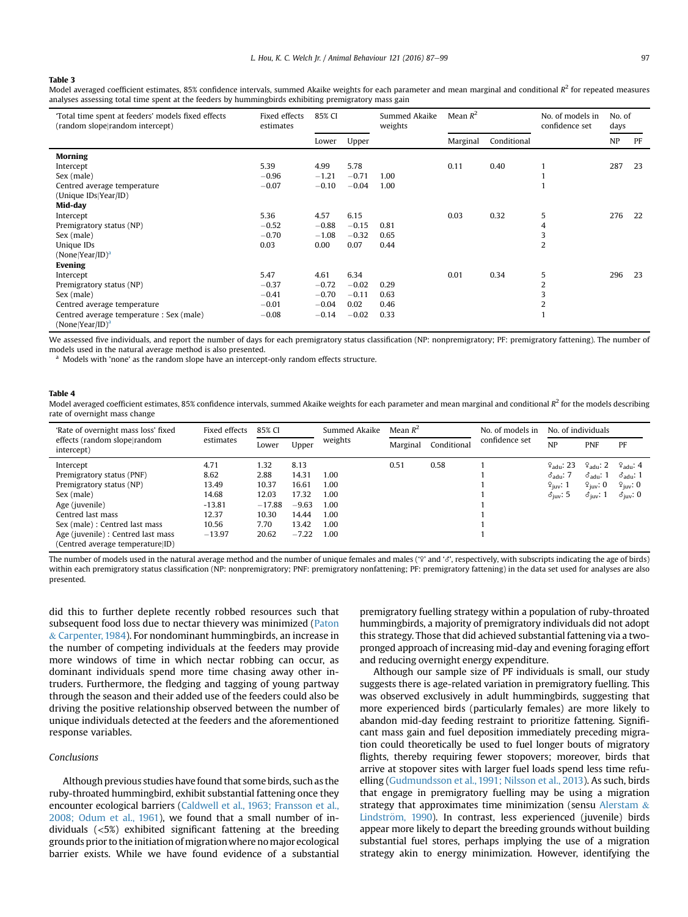**Table 3**

Model averaged coefficient estimates, 85% confidence intervals, summed Akaike weights for each parameter and mean marginal and conditional $R^2$ for repeated measures analyses assessing total time spent at the feeders by hummingbirds exhibiting premigratory mass gain

| 'Total time spent at feeders' models fixed effects (random slope\|random intercept) | Fixed effects estimates | 85% CI | | Summed Akaike weights | Mean $R^2$ | | No. of models in confidence set | No. of days | |
|---|---|---|---|---|---|---|---|---|---|
| | | Lower | Upper | | Marginal | Conditional | | NP | PF |
| **Morning** | | | | | | | | | |
| Intercept | 5.39 | 4.99 | 5.78 | | 0.11 | 0.40 | 1 | 287 | 23 |
| Sex (male) | −0.96 | −1.21 | −0.71 | 1.00 | | | 1 | | |
| Centred average temperature | −0.07 | −0.10 | −0.04 | 1.00 | | | 1 | | |
| (Unique IDs\|Year/ID) | | | | | | | | | |
| **Mid-day** | | | | | | | | | |
| Intercept | 5.36 | 4.57 | 6.15 | | 0.03 | 0.32 | 5 | 276 | 22 |
| Premigratory status (NP) | −0.52 | −0.88 | −0.15 | 0.81 | | | 4 | | |
| Sex (male) | −0.70 | −1.08 | −0.32 | 0.65 | | | 3 | | |
| Unique IDs | 0.03 | 0.00 | 0.07 | 0.44 | | | 2 | | |
| (None\|Year/ID)[a] | | | | | | | | | |
| **Evening** | | | | | | | | | |
| Intercept | 5.47 | 4.61 | 6.34 | | 0.01 | 0.34 | 5 | 296 | 23 |
| Premigratory status (NP) | −0.37 | −0.72 | −0.02 | 0.29 | | | 2 | | |
| Sex (male) | −0.41 | −0.70 | −0.11 | 0.63 | | | 3 | | |
| Centred average temperature | −0.01 | −0.04 | 0.02 | 0.46 | | | 2 | | |
| Centred average temperature : Sex (male) | −0.08 | −0.14 | −0.02 | 0.33 | | | 1 | | |
| (None\|Year/ID)[a] | | | | | | | | | |

We assessed five individuals, and report the number of days for each premigratory status classification (NP: nonpremigratory; PF: premigratory fattening). The number of models used in the natural average method is also presented.

[a] Models with 'none' as the random slope have an intercept-only random effects structure.

**Table 4**

Model averaged coefficient estimates, 85% confidence intervals, summed Akaike weights for each parameter and mean marginal and conditional $R^2$ for the models describing rate of overnight mass change

| 'Rate of overnight mass loss' fixed effects (random slope\|random intercept) | Fixed effects estimates | 85% CI | | Summed Akaike weights | Mean $R^2$ | | No. of models in confidence set | No. of individuals | | |
|---|---|---|---|---|---|---|---|---|---|---|
| | | Lower | Upper | | Marginal | Conditional | | NP | PNF | PF |
| Intercept | 4.71 | 1.32 | 8.13 | | 0.51 | 0.58 | 1 | ♀$_{adu}$: 23 | ♀$_{adu}$: 2 | ♀$_{adu}$: 4 |
| Premigratory status (PNF) | 8.62 | 2.88 | 14.31 | 1.00 | | | 1 | ♂$_{adu}$: 7 | ♂$_{adu}$: 1 | ♂$_{adu}$: 1 |
| Premigratory status (NP) | 13.49 | 10.37 | 16.61 | 1.00 | | | 1 | ♀$_{juv}$: 1 | ♀$_{juv}$: 0 | ♀$_{juv}$: 0 |
| Sex (male) | 14.68 | 12.03 | 17.32 | 1.00 | | | 1 | ♂$_{juv}$: 5 | ♂$_{juv}$: 1 | ♂$_{juv}$: 0 |
| Age (juvenile) | −13.81 | −17.88 | −9.63 | 1.00 | | | 1 | | | |
| Centred last mass | 12.37 | 10.30 | 14.44 | 1.00 | | | 1 | | | |
| Sex (male) : Centred last mass | 10.56 | 7.70 | 13.42 | 1.00 | | | 1 | | | |
| Age (juvenile) : Centred last mass | −13.97 | 20.62 | −7.22 | 1.00 | | | 1 | | | |
| (Centred average temperature\|ID) | | | | | | | | | | |

The number of models used in the natural average method and the number of unique females and males ('♀' and '♂', respectively, with subscripts indicating the age of birds) within each premigratory status classification (NP: nonpremigratory; PNF: premigratory nonfattening; PF: premigratory fattening) in the data set used for analyses are also presented.

did this to further deplete recently robbed resources such that subsequent food loss due to nectar thievery was minimized (Paton & Carpenter, 1984). For nondominant hummingbirds, an increase in the number of competing individuals at the feeders may provide more windows of time in which nectar robbing can occur, as dominant individuals spend more time chasing away other intruders. Furthermore, the fledging and tagging of young partway through the season and their added use of the feeders could also be driving the positive relationship observed between the number of unique individuals detected at the feeders and the aforementioned response variables.

### Conclusions

Although previous studies have found that some birds, such as the ruby-throated hummingbird, exhibit substantial fattening once they encounter ecological barriers (Caldwell et al., 1963; Fransson et al., 2008; Odum et al., 1961), we found that a small number of individuals (<5%) exhibited significant fattening at the breeding grounds prior to the initiation of migration where no major ecological barrier exists. While we have found evidence of a substantial premigratory fuelling strategy within a population of ruby-throated hummingbirds, a majority of premigratory individuals did not adopt this strategy. Those that did achieved substantial fattening via a two-pronged approach of increasing mid-day and evening foraging effort and reducing overnight energy expenditure.

Although our sample size of PF individuals is small, our study suggests there is age-related variation in premigratory fuelling. This was observed exclusively in adult hummingbirds, suggesting that more experienced birds (particularly females) are more likely to abandon mid-day feeding restraint to prioritize fattening. Significant mass gain and fuel deposition immediately preceding migration could theoretically be used to fuel longer bouts of migratory flights, thereby requiring fewer stopovers; moreover, birds that arrive at stopover sites with larger fuel loads spend less time refuelling (Gudmundsson et al., 1991; Nilsson et al., 2013). As such, birds that engage in premigratory fuelling may be using a migration strategy that approximates time minimization (sensu Alerstam & Lindström, 1990). In contrast, less experienced (juvenile) birds appear more likely to depart the breeding grounds without building substantial fuel stores, perhaps implying the use of a migration strategy akin to energy minimization. However, identifying the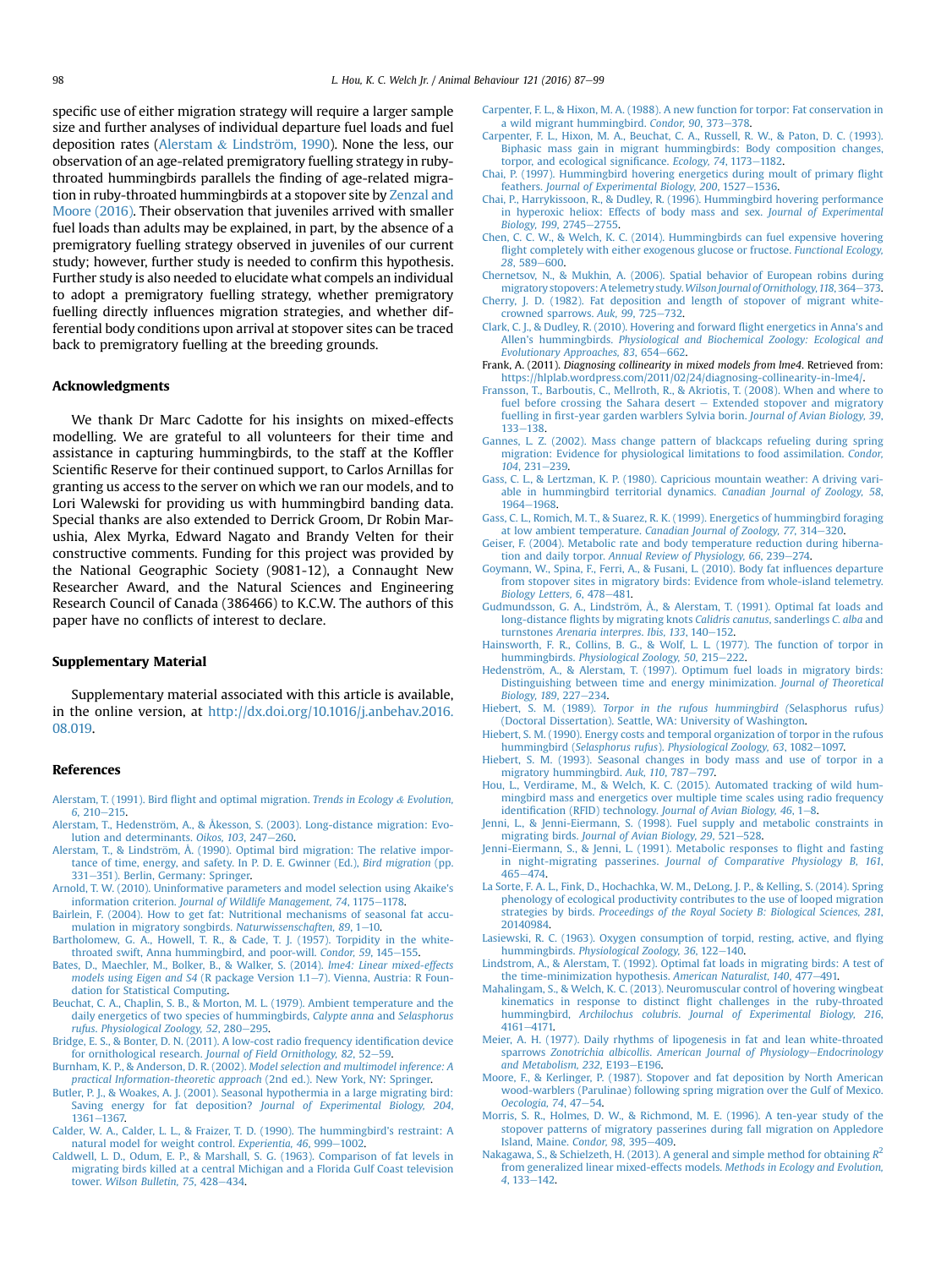specific use of either migration strategy will require a larger sample size and further analyses of individual departure fuel loads and fuel deposition rates (Alerstam & Lindström, 1990). None the less, our observation of an age-related premigratory fuelling strategy in ruby-throated hummingbirds parallels the finding of age-related migration in ruby-throated hummingbirds at a stopover site by Zenzal and Moore (2016). Their observation that juveniles arrived with smaller fuel loads than adults may be explained, in part, by the absence of a premigratory fuelling strategy observed in juveniles of our current study; however, further study is needed to confirm this hypothesis. Further study is also needed to elucidate what compels an individual to adopt a premigratory fuelling strategy, whether premigratory fuelling directly influences migration strategies, and whether differential body conditions upon arrival at stopover sites can be traced back to premigratory fuelling at the breeding grounds.

## Acknowledgments

We thank Dr Marc Cadotte for his insights on mixed-effects modelling. We are grateful to all volunteers for their time and assistance in capturing hummingbirds, to the staff at the Koffler Scientific Reserve for their continued support, to Carlos Arnillas for granting us access to the server on which we ran our models, and to Lori Walewski for providing us with hummingbird banding data. Special thanks are also extended to Derrick Groom, Dr Robin Marushia, Alex Myrka, Edward Nagato and Brandy Velten for their constructive comments. Funding for this project was provided by the National Geographic Society (9081-12), a Connaught New Researcher Award, and the Natural Sciences and Engineering Research Council of Canada (386466) to K.C.W. The authors of this paper have no conflicts of interest to declare.

## Supplementary Material

Supplementary material associated with this article is available, in the online version, at http://dx.doi.org/10.1016/j.anbehav.2016.08.019.

## References

Alerstam, T. (1991). Bird flight and optimal migration. *Trends in Ecology & Evolution, 6*, 210–215.

Alerstam, T., Hedenström, A., & Åkesson, S. (2003). Long-distance migration: Evolution and determinants. *Oikos, 103*, 247–260.

Alerstam, T., & Lindström, Å. (1990). Optimal bird migration: The relative importance of time, energy, and safety. In P. D. E. Gwinner (Ed.), *Bird migration* (pp. 331–351). Berlin, Germany: Springer.

Arnold, T. W. (2010). Uninformative parameters and model selection using Akaike's information criterion. *Journal of Wildlife Management, 74*, 1175–1178.

Bairlein, F. (2004). How to get fat: Nutritional mechanisms of seasonal fat accumulation in migratory songbirds. *Naturwissenschaften, 89*, 1–10.

Bartholomew, G. A., Howell, T. R., & Cade, T. J. (1957). Torpidity in the white-throated swift, Anna hummingbird, and poor-will. *Condor, 59*, 145–155.

Bates, D., Maechler, M., Bolker, B., & Walker, S. (2014). *lme4: Linear mixed-effects models using Eigen and S4* (R package Version 1.1–7). Vienna, Austria: R Foundation for Statistical Computing.

Beuchat, C. A., Chaplin, S. B., & Morton, M. L. (1979). Ambient temperature and the daily energetics of two species of hummingbirds, *Calypte anna* and *Selasphorus rufus*. *Physiological Zoology, 52*, 280–295.

Bridge, E. S., & Bonter, D. N. (2011). A low-cost radio frequency identification device for ornithological research. *Journal of Field Ornithology, 82*, 52–59.

Burnham, K. P., & Anderson, D. R. (2002). *Model selection and multimodel inference: A practical Information-theoretic approach* (2nd ed.). New York, NY: Springer.

Butler, P. J., & Woakes, A. J. (2001). Seasonal hypothermia in a large migrating bird: Saving energy for fat deposition? *Journal of Experimental Biology, 204*, 1361–1367.

Calder, W. A., Calder, L. L., & Fraizer, T. D. (1990). The hummingbird's restraint: A natural model for weight control. *Experientia, 46*, 999–1002.

Caldwell, L. D., Odum, E. P., & Marshall, S. G. (1963). Comparison of fat levels in migrating birds killed at a central Michigan and a Florida Gulf Coast television tower. *Wilson Bulletin, 75*, 428–434.

Carpenter, F. L., & Hixon, M. A. (1988). A new function for torpor: Fat conservation in a wild migrant hummingbird. *Condor, 90*, 373–378.

Carpenter, F. L., Hixon, M. A., Beuchat, C. A., Russell, R. W., & Paton, D. C. (1993). Biphasic mass gain in migrant hummingbirds: Body composition changes, torpor, and ecological significance. *Ecology, 74*, 1173–1182.

Chai, P. (1997). Hummingbird hovering energetics during moult of primary flight feathers. *Journal of Experimental Biology, 200*, 1527–1536.

Chai, P., Harrykissoon, R., & Dudley, R. (1996). Hummingbird hovering performance in hyperoxic heliox: Effects of body mass and sex. *Journal of Experimental Biology, 199*, 2745–2755.

Chen, C. C. W., & Welch, K. C. (2014). Hummingbirds can fuel expensive hovering flight completely with either exogenous glucose or fructose. *Functional Ecology, 28*, 589–600.

Chernetsov, N., & Mukhin, A. (2006). Spatial behavior of European robins during migratory stopovers: A telemetry study. *Wilson Journal of Ornithology, 118*, 364–373.

Cherry, J. D. (1982). Fat deposition and length of stopover of migrant white-crowned sparrows. *Auk, 99*, 725–732.

Clark, C. J., & Dudley, R. (2010). Hovering and forward flight energetics in Anna's and Allen's hummingbirds. *Physiological and Biochemical Zoology: Ecological and Evolutionary Approaches, 83*, 654–662.

Frank, A. (2011). *Diagnosing collinearity in mixed models from lme4*. Retrieved from: https://hlplab.wordpress.com/2011/02/24/diagnosing-collinearity-in-lme4/.

Fransson, T., Barboutis, C., Mellroth, R., & Akriotis, T. (2008). When and where to fuel before crossing the Sahara desert – Extended stopover and migratory fuelling in first-year garden warblers Sylvia borin. *Journal of Avian Biology, 39*, 133–138.

Gannes, L. Z. (2002). Mass change pattern of blackcaps refueling during spring migration: Evidence for physiological limitations to food assimilation. *Condor, 104*, 231–239.

Gass, C. L., & Lertzman, K. P. (1980). Capricious mountain weather: A driving variable in hummingbird territorial dynamics. *Canadian Journal of Zoology, 58*, 1964–1968.

Gass, C. L., Romich, M. T., & Suarez, R. K. (1999). Energetics of hummingbird foraging at low ambient temperature. *Canadian Journal of Zoology, 77*, 314–320.

Geiser, F. (2004). Metabolic rate and body temperature reduction during hibernation and daily torpor. *Annual Review of Physiology, 66*, 239–274.

Goymann, W., Spina, F., Ferri, A., & Fusani, L. (2010). Body fat influences departure from stopover sites in migratory birds: Evidence from whole-island telemetry. *Biology Letters, 6*, 478–481.

Gudmundsson, G. A., Lindström, Å., & Alerstam, T. (1991). Optimal fat loads and long-distance flights by migrating knots *Calidris canutus*, sanderlings *C. alba* and turnstones *Arenaria interpres*. *Ibis, 133*, 140–152.

Hainsworth, F. R., Collins, B. G., & Wolf, L. L. (1977). The function of torpor in hummingbirds. *Physiological Zoology, 50*, 215–222.

Hedenström, A., & Alerstam, T. (1997). Optimum fuel loads in migratory birds: Distinguishing between time and energy minimization. *Journal of Theoretical Biology, 189*, 227–234.

Hiebert, S. M. (1989). *Torpor in the rufous hummingbird (*Selasphorus rufus*)* (Doctoral Dissertation). Seattle, WA: University of Washington.

Hiebert, S. M. (1990). Energy costs and temporal organization of torpor in the rufous hummingbird (*Selasphorus rufus*). *Physiological Zoology, 63*, 1082–1097.

Hiebert, S. M. (1993). Seasonal changes in body mass and use of torpor in a migratory hummingbird. *Auk, 110*, 787–797.

Hou, L., Verdirame, M., & Welch, K. C. (2015). Automated tracking of wild hummingbird mass and energetics over multiple time scales using radio frequency identification (RFID) technology. *Journal of Avian Biology, 46*, 1–8.

Jenni, L., & Jenni-Eiermann, S. (1998). Fuel supply and metabolic constraints in migrating birds. *Journal of Avian Biology, 29*, 521–528.

Jenni-Eiermann, S., & Jenni, L. (1991). Metabolic responses to flight and fasting in night-migrating passerines. *Journal of Comparative Physiology B, 161*, 465–474.

La Sorte, F. A., Fink, D., Hochachka, W. M., DeLong, J. P., & Kelling, S. (2014). Spring phenology of ecological productivity contributes to the use of looped migration strategies by birds. *Proceedings of the Royal Society B: Biological Sciences, 281*, 20140984.

Lasiewski, R. C. (1963). Oxygen consumption of torpid, resting, active, and flying hummingbirds. *Physiological Zoology, 36*, 122–140.

Lindstrom, A., & Alerstam, T. (1992). Optimal fat loads in migrating birds: A test of the time-minimization hypothesis. *American Naturalist, 140*, 477–491.

Mahalingam, S., & Welch, K. C. (2013). Neuromuscular control of hovering wingbeat kinematics in response to distinct flight challenges in the ruby-throated hummingbird, *Archilochus colubris*. *Journal of Experimental Biology, 216*, 4161–4171.

Meier, A. H. (1977). Daily rhythms of lipogenesis in fat and lean white-throated sparrows *Zonotrichia albicollis*. *American Journal of Physiology—Endocrinology and Metabolism, 232*, E193–E196.

Moore, F., & Kerlinger, P. (1987). Stopover and fat deposition by North American wood-warblers (Parulinae) following spring migration over the Gulf of Mexico. *Oecologia, 74*, 47–54.

Morris, S. R., Holmes, D. W., & Richmond, M. E. (1996). A ten-year study of the stopover patterns of migratory passerines during fall migration on Appledore Island, Maine. *Condor, 98*, 395–409.

Nakagawa, S., & Schielzeth, H. (2013). A general and simple method for obtaining $R^2$ from generalized linear mixed-effects models. *Methods in Ecology and Evolution, 4*, 133–142.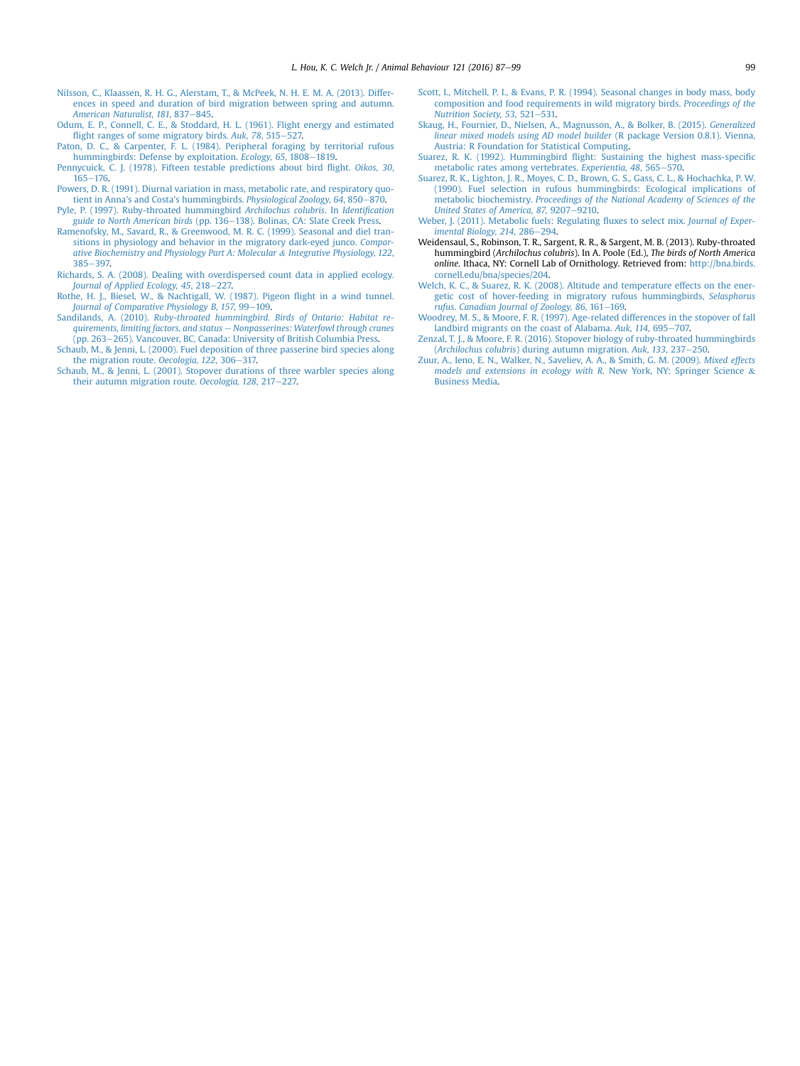Nilsson, C., Klaassen, R. H. G., Alerstam, T., & McPeek, N. H. E. M. A. (2013). Differences in speed and duration of bird migration between spring and autumn. *American Naturalist, 181*, 837–845.

Odum, E. P., Connell, C. E., & Stoddard, H. L. (1961). Flight energy and estimated flight ranges of some migratory birds. *Auk, 78*, 515–527.

Paton, D. C., & Carpenter, F. L. (1984). Peripheral foraging by territorial rufous hummingbirds: Defense by exploitation. *Ecology, 65*, 1808–1819.

Pennycuick, C. J. (1978). Fifteen testable predictions about bird flight. *Oikos, 30*, 165–176.

Powers, D. R. (1991). Diurnal variation in mass, metabolic rate, and respiratory quotient in Anna's and Costa's hummingbirds. *Physiological Zoology, 64*, 850–870.

Pyle, P. (1997). Ruby-throated hummingbird *Archilochus colubris*. In *Identification guide to North American birds* (pp. 136–138). Bolinas, CA: Slate Creek Press.

Ramenofsky, M., Savard, R., & Greenwood, M. R. C. (1999). Seasonal and diel transitions in physiology and behavior in the migratory dark-eyed junco. *Comparative Biochemistry and Physiology Part A: Molecular & Integrative Physiology, 122*, 385–397.

Richards, S. A. (2008). Dealing with overdispersed count data in applied ecology. *Journal of Applied Ecology, 45*, 218–227.

Rothe, H. J., Biesel, W., & Nachtigall, W. (1987). Pigeon flight in a wind tunnel. *Journal of Comparative Physiology B, 157*, 99–109.

Sandilands, A. (2010). *Ruby-throated hummingbird. Birds of Ontario: Habitat requirements, limiting factors, and status – Nonpasserines: Waterfowl through cranes* (pp. 263–265). Vancouver, BC, Canada: University of British Columbia Press.

Schaub, M., & Jenni, L. (2000). Fuel deposition of three passerine bird species along the migration route. *Oecologia, 122*, 306–317.

Schaub, M., & Jenni, L. (2001). Stopover durations of three warbler species along their autumn migration route. *Oecologia, 128*, 217–227.

Scott, I., Mitchell, P. I., & Evans, P. R. (1994). Seasonal changes in body mass, body composition and food requirements in wild migratory birds. *Proceedings of the Nutrition Society, 53*, 521–531.

Skaug, H., Fournier, D., Nielsen, A., Magnusson, A., & Bolker, B. (2015). *Generalized linear mixed models using AD model builder* (R package Version 0.8.1). Vienna, Austria: R Foundation for Statistical Computing.

Suarez, R. K. (1992). Hummingbird flight: Sustaining the highest mass-specific metabolic rates among vertebrates. *Experientia, 48*, 565–570.

Suarez, R. K., Lighton, J. R., Moyes, C. D., Brown, G. S., Gass, C. L., & Hochachka, P. W. (1990). Fuel selection in rufous hummingbirds: Ecological implications of metabolic biochemistry. *Proceedings of the National Academy of Sciences of the United States of America, 87*, 9207–9210.

Weber, J. (2011). Metabolic fuels: Regulating fluxes to select mix. *Journal of Experimental Biology, 214*, 286–294.

Weidensaul, S., Robinson, T. R., Sargent, R. R., & Sargent, M. B. (2013). Ruby-throated hummingbird (*Archilochus colubris*). In A. Poole (Ed.), *The birds of North America online*. Ithaca, NY: Cornell Lab of Ornithology. Retrieved from: http://bna.birds.cornell.edu/bna/species/204.

Welch, K. C., & Suarez, R. K. (2008). Altitude and temperature effects on the energetic cost of hover-feeding in migratory rufous hummingbirds, *Selasphorus rufus*. *Canadian Journal of Zoology, 86*, 161–169.

Woodrey, M. S., & Moore, F. R. (1997). Age-related differences in the stopover of fall landbird migrants on the coast of Alabama. *Auk, 114*, 695–707.

Zenzal, T. J., & Moore, F. R. (2016). Stopover biology of ruby-throated hummingbirds (*Archilochus colubris*) during autumn migration. *Auk, 133*, 237–250.

Zuur, A., Ieno, E. N., Walker, N., Saveliev, A. A., & Smith, G. M. (2009). *Mixed effects models and extensions in ecology with R*. New York, NY: Springer Science & Business Media.